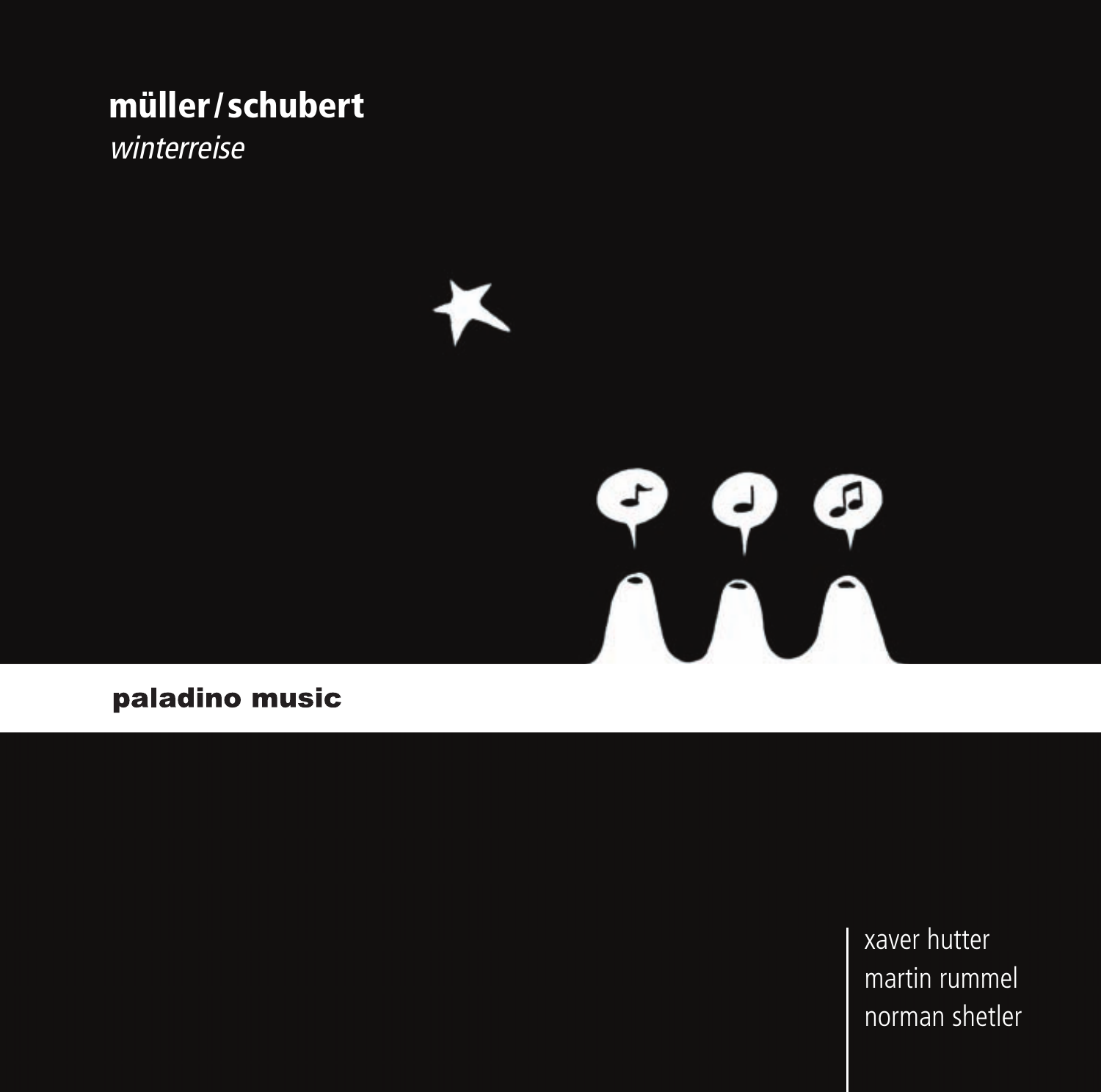# müller / schubert

*winterreise*

**paladino music**

xaver hutter
martin rummel
norman shetler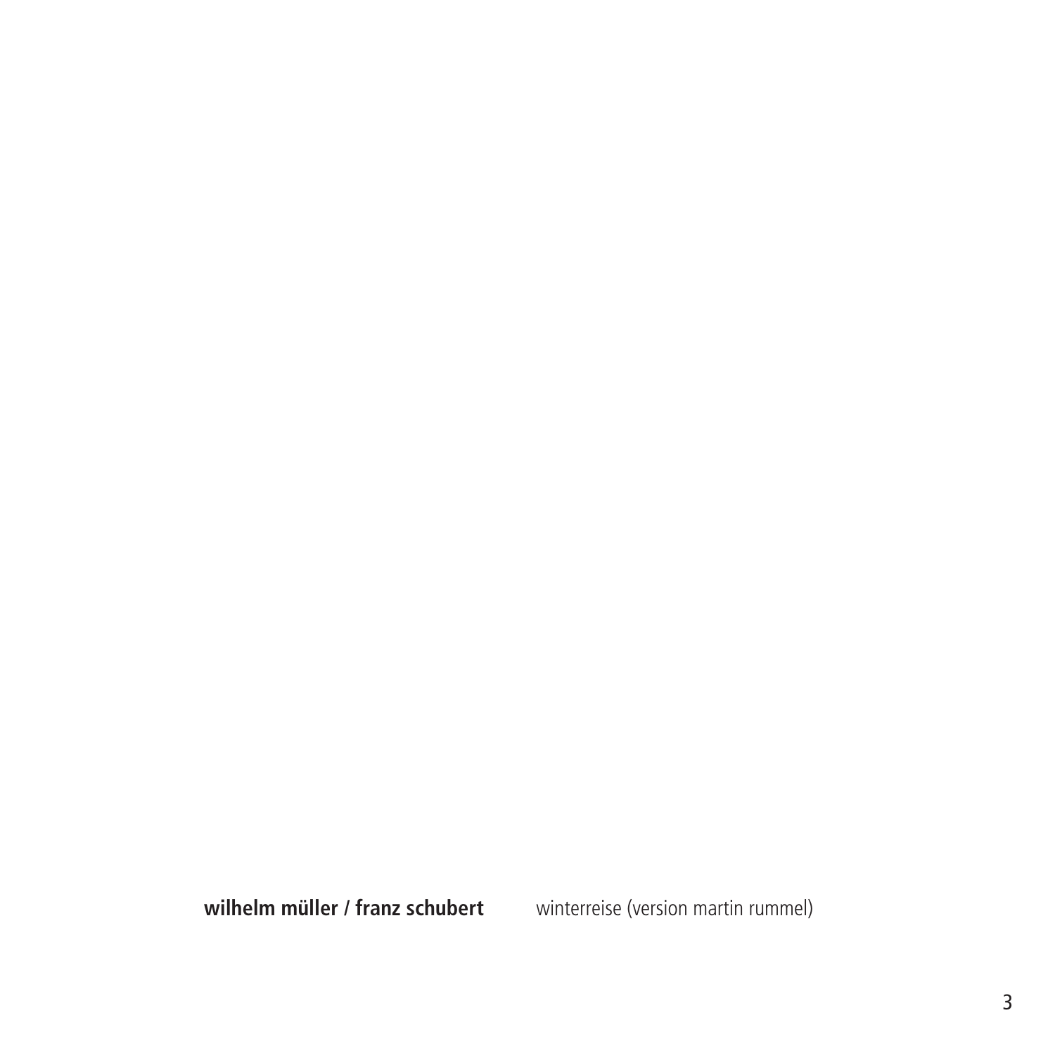**wilhelm müller / franz schubert** winterreise (version martin rummel)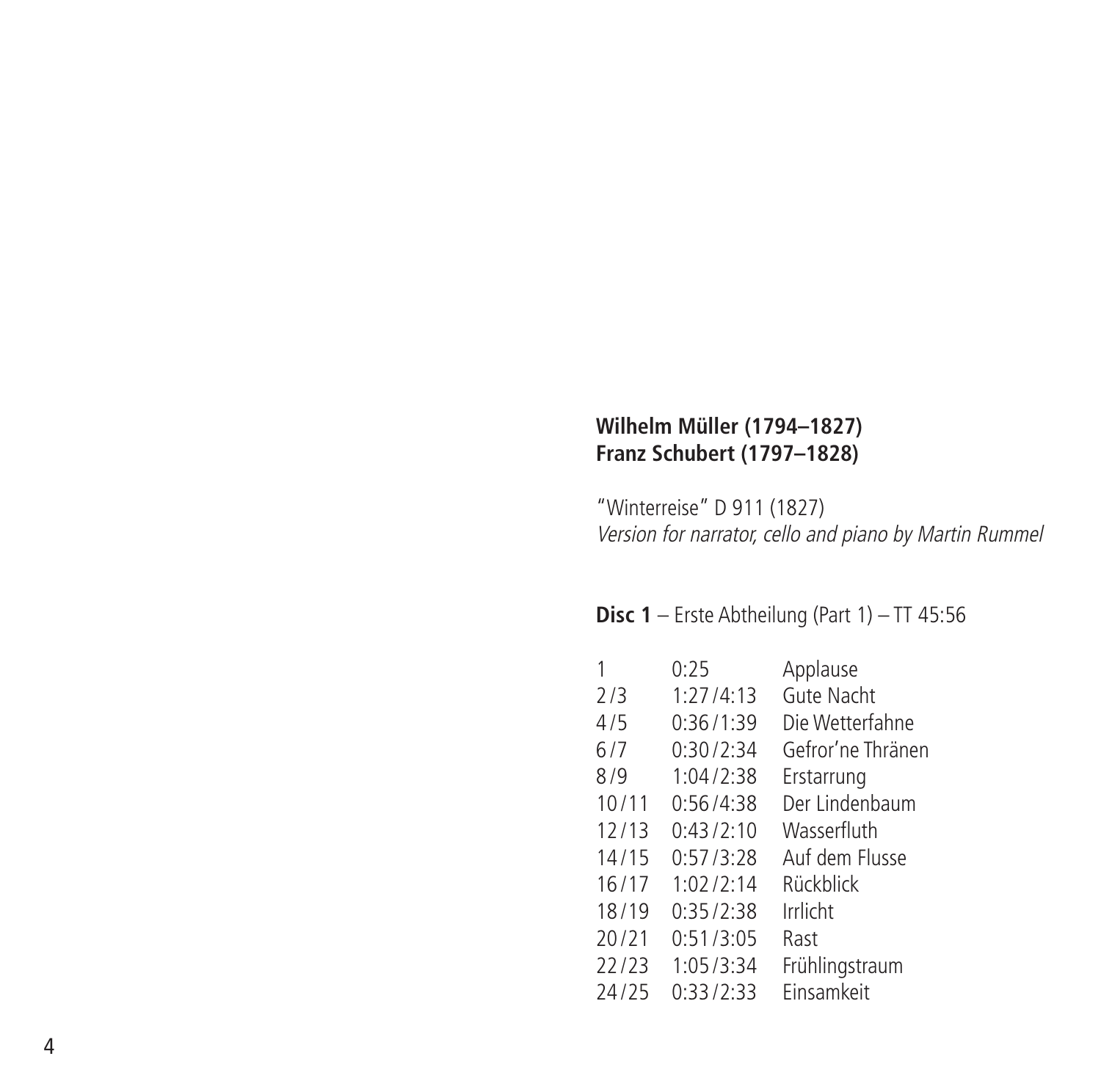**Wilhelm Müller (1794–1827)**
**Franz Schubert (1797–1828)**

"Winterreise" D 911 (1827)
*Version for narrator, cello and piano by Martin Rummel*

**Disc 1** – Erste Abtheilung (Part 1) – TT 45:56

| | | |
|---|---|---|
| 1 | 0:25 | Applause |
| 2/3 | 1:27/4:13 | Gute Nacht |
| 4/5 | 0:36/1:39 | Die Wetterfahne |
| 6/7 | 0:30/2:34 | Gefror'ne Thränen |
| 8/9 | 1:04/2:38 | Erstarrung |
| 10/11 | 0:56/4:38 | Der Lindenbaum |
| 12/13 | 0:43/2:10 | Wasserfluth |
| 14/15 | 0:57/3:28 | Auf dem Flusse |
| 16/17 | 1:02/2:14 | Rückblick |
| 18/19 | 0:35/2:38 | Irrlicht |
| 20/21 | 0:51/3:05 | Rast |
| 22/23 | 1:05/3:34 | Frühlingstraum |
| 24/25 | 0:33/2:33 | Einsamkeit |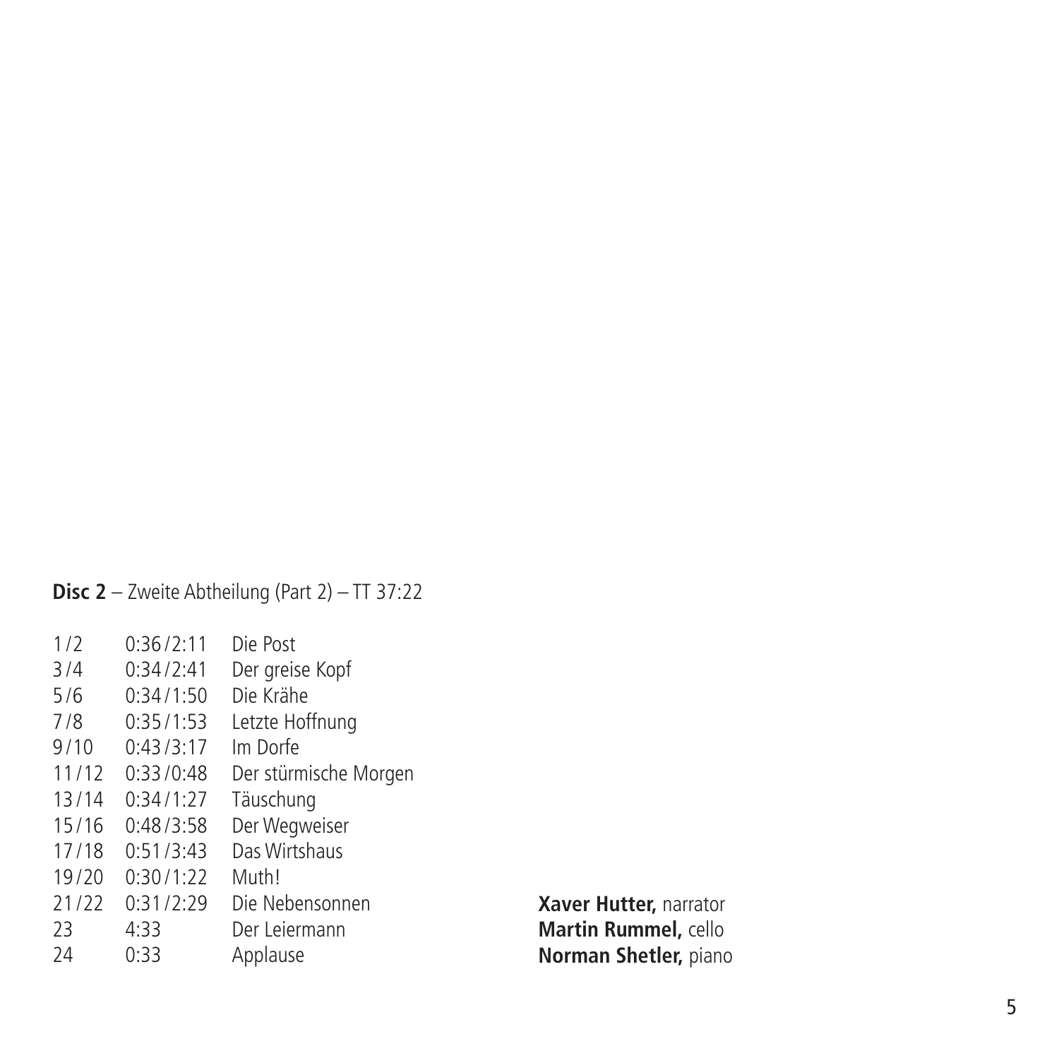**Disc 2** – Zweite Abtheilung (Part 2) – TT 37:22

| | | |
|---|---|---|
| 1/2 | 0:36/2:11 | Die Post |
| 3/4 | 0:34/2:41 | Der greise Kopf |
| 5/6 | 0:34/1:50 | Die Krähe |
| 7/8 | 0:35/1:53 | Letzte Hoffnung |
| 9/10 | 0:43/3:17 | Im Dorfe |
| 11/12 | 0:33/0:48 | Der stürmische Morgen |
| 13/14 | 0:34/1:27 | Täuschung |
| 15/16 | 0:48/3:58 | Der Wegweiser |
| 17/18 | 0:51/3:43 | Das Wirtshaus |
| 19/20 | 0:30/1:22 | Muth! |
| 21/22 | 0:31/2:29 | Die Nebensonnen |
| 23 | 4:33 | Der Leiermann |
| 24 | 0:33 | Applause |

**Xaver Hutter,** narrator
**Martin Rummel,** cello
**Norman Shetler,** piano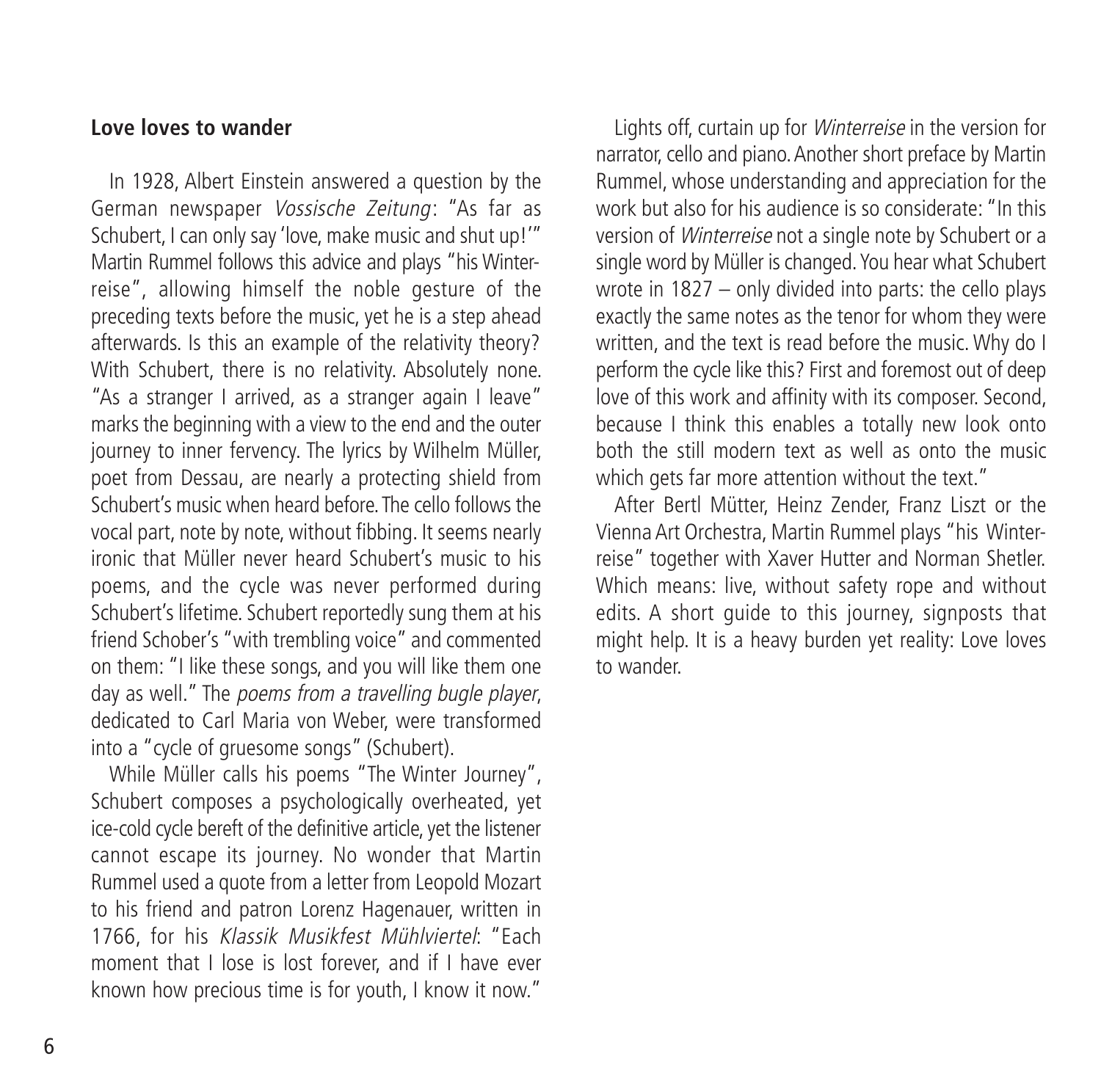## Love loves to wander

In 1928, Albert Einstein answered a question by the German newspaper *Vossische Zeitung*: "As far as Schubert, I can only say 'love, make music and shut up!'" Martin Rummel follows this advice and plays "his Winterreise", allowing himself the noble gesture of the preceding texts before the music, yet he is a step ahead afterwards. Is this an example of the relativity theory? With Schubert, there is no relativity. Absolutely none. "As a stranger I arrived, as a stranger again I leave" marks the beginning with a view to the end and the outer journey to inner fervency. The lyrics by Wilhelm Müller, poet from Dessau, are nearly a protecting shield from Schubert's music when heard before. The cello follows the vocal part, note by note, without fibbing. It seems nearly ironic that Müller never heard Schubert's music to his poems, and the cycle was never performed during Schubert's lifetime. Schubert reportedly sung them at his friend Schober's "with trembling voice" and commented on them: "I like these songs, and you will like them one day as well." The *poems from a travelling bugle player*, dedicated to Carl Maria von Weber, were transformed into a "cycle of gruesome songs" (Schubert).

While Müller calls his poems "The Winter Journey", Schubert composes a psychologically overheated, yet ice-cold cycle bereft of the definitive article, yet the listener cannot escape its journey. No wonder that Martin Rummel used a quote from a letter from Leopold Mozart to his friend and patron Lorenz Hagenauer, written in 1766, for his *Klassik Musikfest Mühlviertel*: "Each moment that I lose is lost forever, and if I have ever known how precious time is for youth, I know it now."

Lights off, curtain up for *Winterreise* in the version for narrator, cello and piano. Another short preface by Martin Rummel, whose understanding and appreciation for the work but also for his audience is so considerate: "In this version of *Winterreise* not a single note by Schubert or a single word by Müller is changed. You hear what Schubert wrote in 1827 – only divided into parts: the cello plays exactly the same notes as the tenor for whom they were written, and the text is read before the music. Why do I perform the cycle like this? First and foremost out of deep love of this work and affinity with its composer. Second, because I think this enables a totally new look onto both the still modern text as well as onto the music which gets far more attention without the text."

After Bertl Mütter, Heinz Zender, Franz Liszt or the Vienna Art Orchestra, Martin Rummel plays "his Winterreise" together with Xaver Hutter and Norman Shetler. Which means: live, without safety rope and without edits. A short guide to this journey, signposts that might help. It is a heavy burden yet reality: Love loves to wander.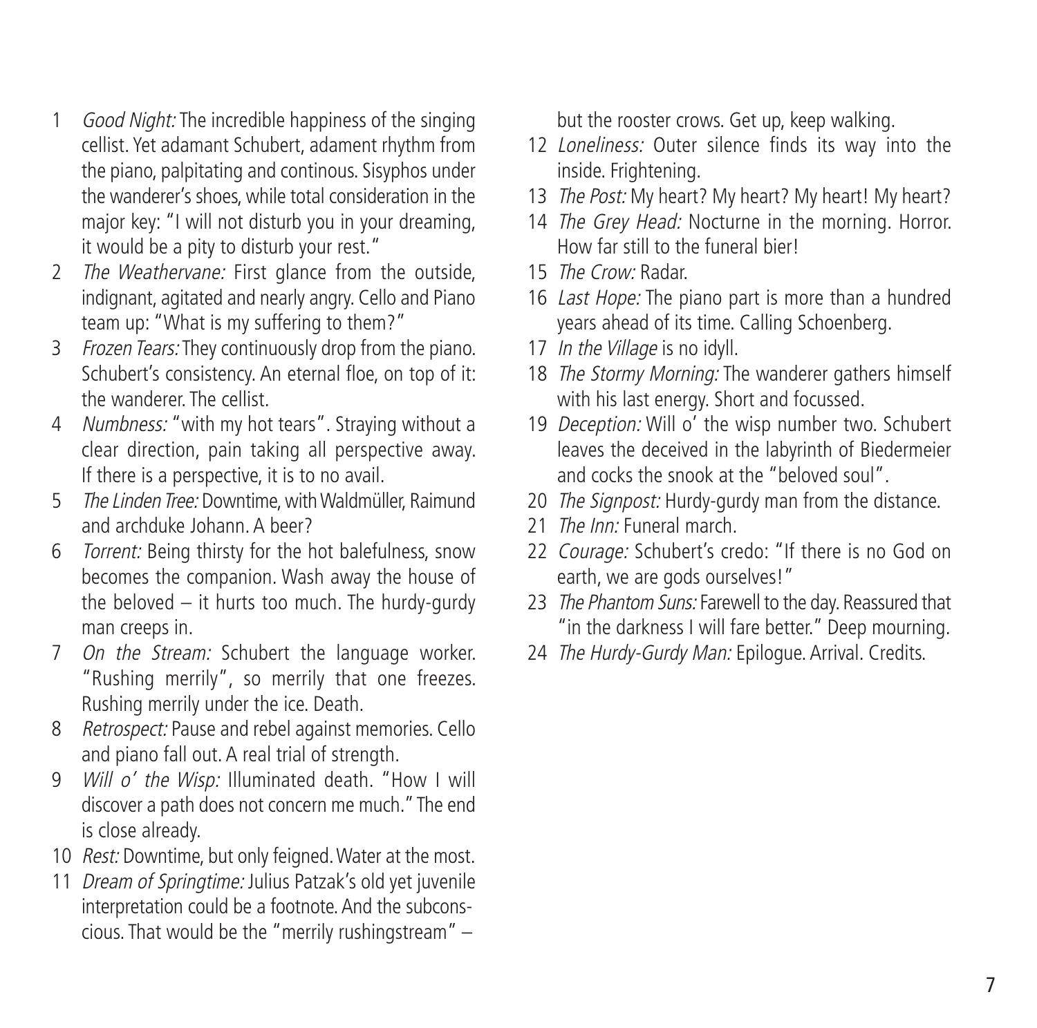1 *Good Night:* The incredible happiness of the singing cellist. Yet adamant Schubert, adament rhythm from the piano, palpitating and continous. Sisyphos under the wanderer's shoes, while total consideration in the major key: "I will not disturb you in your dreaming, it would be a pity to disturb your rest."

2 *The Weathervane:* First glance from the outside, indignant, agitated and nearly angry. Cello and Piano team up: "What is my suffering to them?"

3 *Frozen Tears:* They continuously drop from the piano. Schubert's consistency. An eternal floe, on top of it: the wanderer. The cellist.

4 *Numbness:* "with my hot tears". Straying without a clear direction, pain taking all perspective away. If there is a perspective, it is to no avail.

5 *The Linden Tree:* Downtime, with Waldmüller, Raimund and archduke Johann. A beer?

6 *Torrent:* Being thirsty for the hot balefulness, snow becomes the companion. Wash away the house of the beloved – it hurts too much. The hurdy-gurdy man creeps in.

7 *On the Stream:* Schubert the language worker. "Rushing merrily", so merrily that one freezes. Rushing merrily under the ice. Death.

8 *Retrospect:* Pause and rebel against memories. Cello and piano fall out. A real trial of strength.

9 *Will o' the Wisp:* Illuminated death. "How I will discover a path does not concern me much." The end is close already.

10 *Rest:* Downtime, but only feigned. Water at the most.

11 *Dream of Springtime:* Julius Patzak's old yet juvenile interpretation could be a footnote. And the subconscious. That would be the "merrily rushingstream" – but the rooster crows. Get up, keep walking.

12 *Loneliness:* Outer silence finds its way into the inside. Frightening.

13 *The Post:* My heart? My heart? My heart! My heart?

14 *The Grey Head:* Nocturne in the morning. Horror. How far still to the funeral bier!

15 *The Crow:* Radar.

16 *Last Hope:* The piano part is more than a hundred years ahead of its time. Calling Schoenberg.

17 *In the Village* is no idyll.

18 *The Stormy Morning:* The wanderer gathers himself with his last energy. Short and focussed.

19 *Deception:* Will o' the wisp number two. Schubert leaves the deceived in the labyrinth of Biedermeier and cocks the snook at the "beloved soul".

20 *The Signpost:* Hurdy-gurdy man from the distance.

21 *The Inn:* Funeral march.

22 *Courage:* Schubert's credo: "If there is no God on earth, we are gods ourselves!"

23 *The Phantom Suns:* Farewell to the day. Reassured that "in the darkness I will fare better." Deep mourning.

24 *The Hurdy-Gurdy Man:* Epilogue. Arrival. Credits.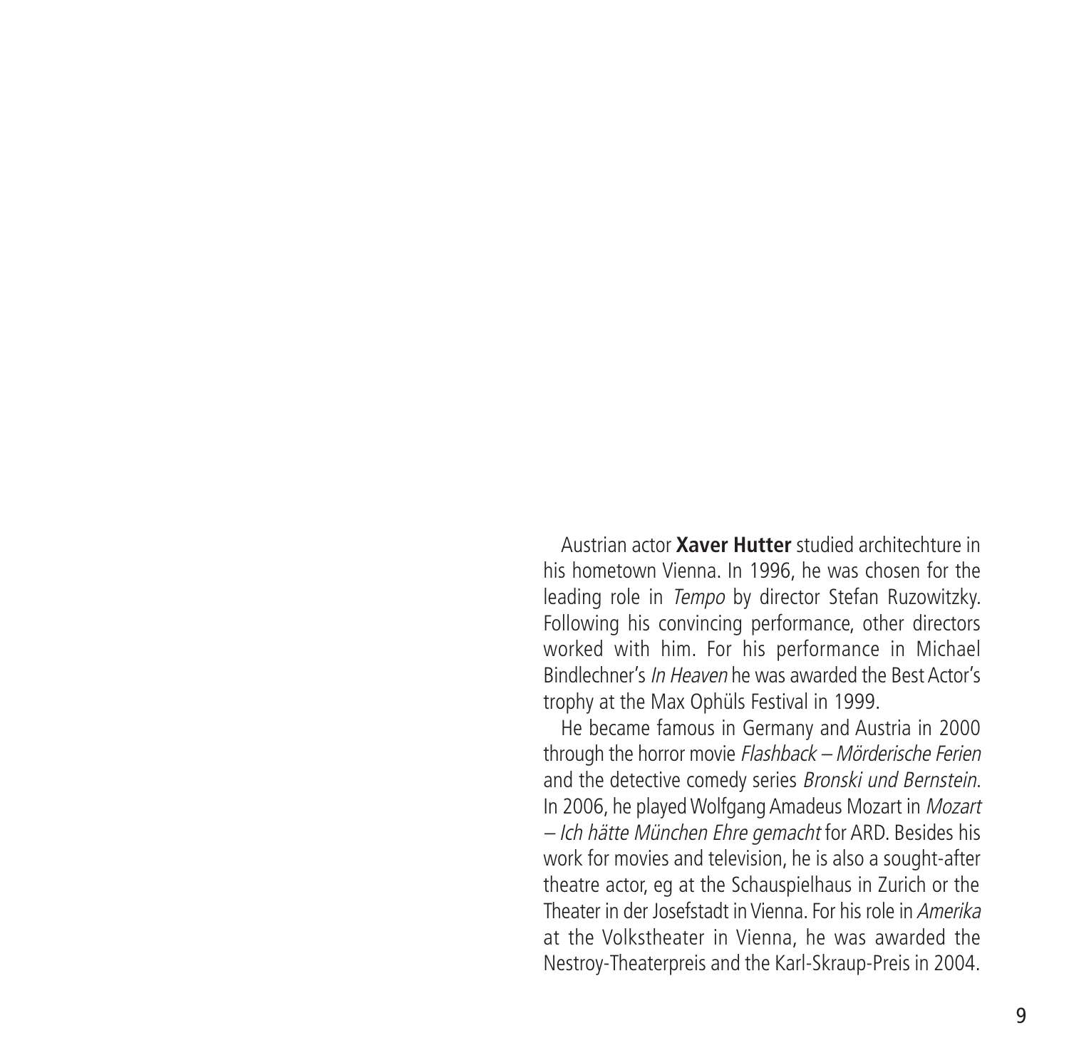Austrian actor **Xaver Hutter** studied architechture in his hometown Vienna. In 1996, he was chosen for the leading role in *Tempo* by director Stefan Ruzowitzky. Following his convincing performance, other directors worked with him. For his performance in Michael Bindlechner's *In Heaven* he was awarded the Best Actor's trophy at the Max Ophüls Festival in 1999.

He became famous in Germany and Austria in 2000 through the horror movie *Flashback – Mörderische Ferien* and the detective comedy series *Bronski und Bernstein*. In 2006, he played Wolfgang Amadeus Mozart in *Mozart – Ich hätte München Ehre gemacht* for ARD. Besides his work for movies and television, he is also a sought-after theatre actor, eg at the Schauspielhaus in Zurich or the Theater in der Josefstadt in Vienna. For his role in *Amerika* at the Volkstheater in Vienna, he was awarded the Nestroy-Theaterpreis and the Karl-Skraup-Preis in 2004.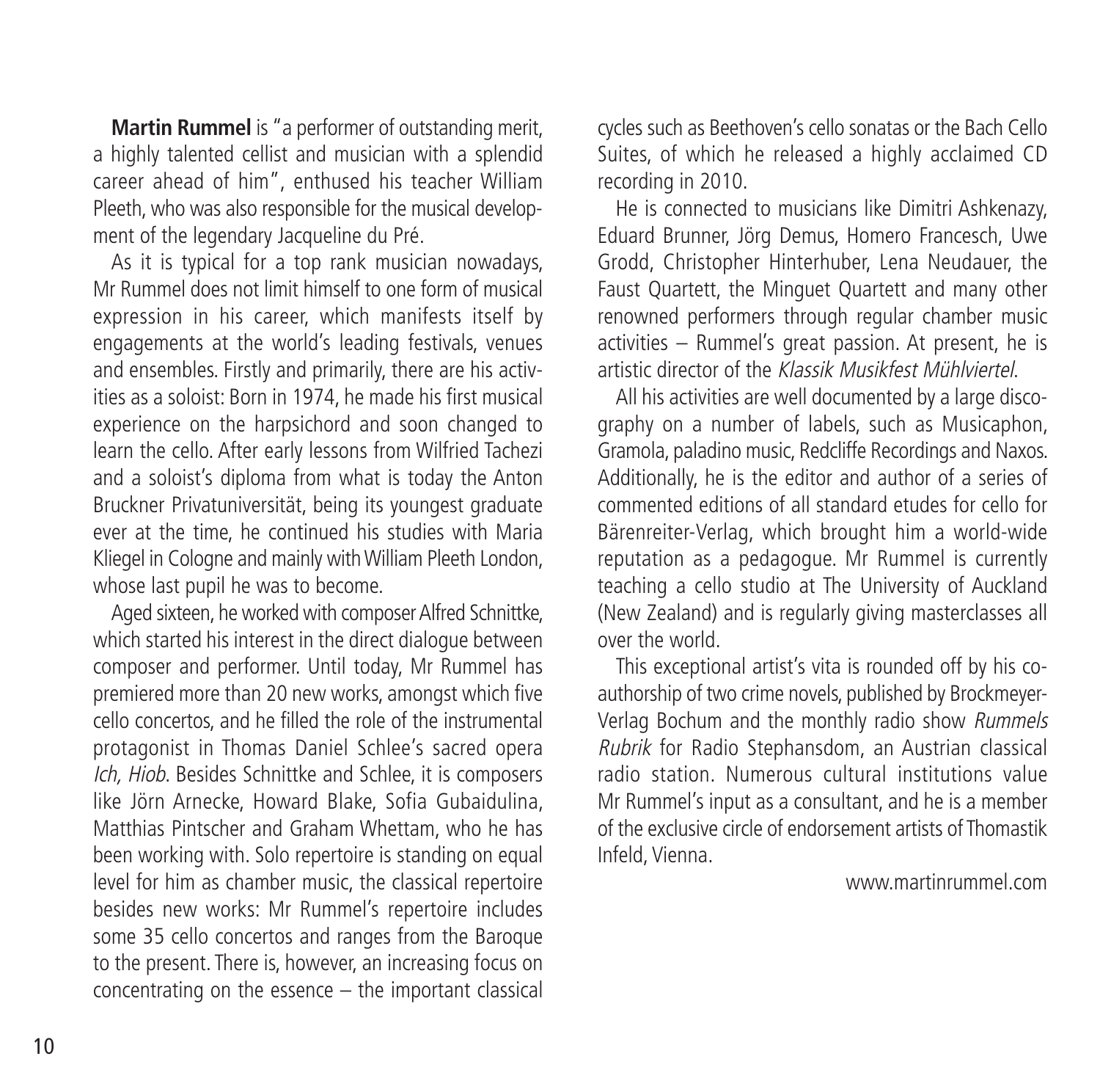**Martin Rummel** is "a performer of outstanding merit, a highly talented cellist and musician with a splendid career ahead of him", enthused his teacher William Pleeth, who was also responsible for the musical development of the legendary Jacqueline du Pré.

As it is typical for a top rank musician nowadays, Mr Rummel does not limit himself to one form of musical expression in his career, which manifests itself by engagements at the world's leading festivals, venues and ensembles. Firstly and primarily, there are his activities as a soloist: Born in 1974, he made his first musical experience on the harpsichord and soon changed to learn the cello. After early lessons from Wilfried Tachezi and a soloist's diploma from what is today the Anton Bruckner Privatuniversität, being its youngest graduate ever at the time, he continued his studies with Maria Kliegel in Cologne and mainly with William Pleeth London, whose last pupil he was to become.

Aged sixteen, he worked with composer Alfred Schnittke, which started his interest in the direct dialogue between composer and performer. Until today, Mr Rummel has premiered more than 20 new works, amongst which five cello concertos, and he filled the role of the instrumental protagonist in Thomas Daniel Schlee's sacred opera *Ich, Hiob*. Besides Schnittke and Schlee, it is composers like Jörn Arnecke, Howard Blake, Sofia Gubaidulina, Matthias Pintscher and Graham Whettam, who he has been working with. Solo repertoire is standing on equal level for him as chamber music, the classical repertoire besides new works: Mr Rummel's repertoire includes some 35 cello concertos and ranges from the Baroque to the present. There is, however, an increasing focus on concentrating on the essence – the important classical cycles such as Beethoven's cello sonatas or the Bach Cello Suites, of which he released a highly acclaimed CD recording in 2010.

He is connected to musicians like Dimitri Ashkenazy, Eduard Brunner, Jörg Demus, Homero Francesch, Uwe Grodd, Christopher Hinterhuber, Lena Neudauer, the Faust Quartett, the Minguet Quartett and many other renowned performers through regular chamber music activities – Rummel's great passion. At present, he is artistic director of the *Klassik Musikfest Mühlviertel*.

All his activities are well documented by a large discography on a number of labels, such as Musicaphon, Gramola, paladino music, Redcliffe Recordings and Naxos. Additionally, he is the editor and author of a series of commented editions of all standard etudes for cello for Bärenreiter-Verlag, which brought him a world-wide reputation as a pedagogue. Mr Rummel is currently teaching a cello studio at The University of Auckland (New Zealand) and is regularly giving masterclasses all over the world.

This exceptional artist's vita is rounded off by his co-authorship of two crime novels, published by Brockmeyer-Verlag Bochum and the monthly radio show *Rummels Rubrik* for Radio Stephansdom, an Austrian classical radio station. Numerous cultural institutions value Mr Rummel's input as a consultant, and he is a member of the exclusive circle of endorsement artists of Thomastik Infeld, Vienna.

www.martinrummel.com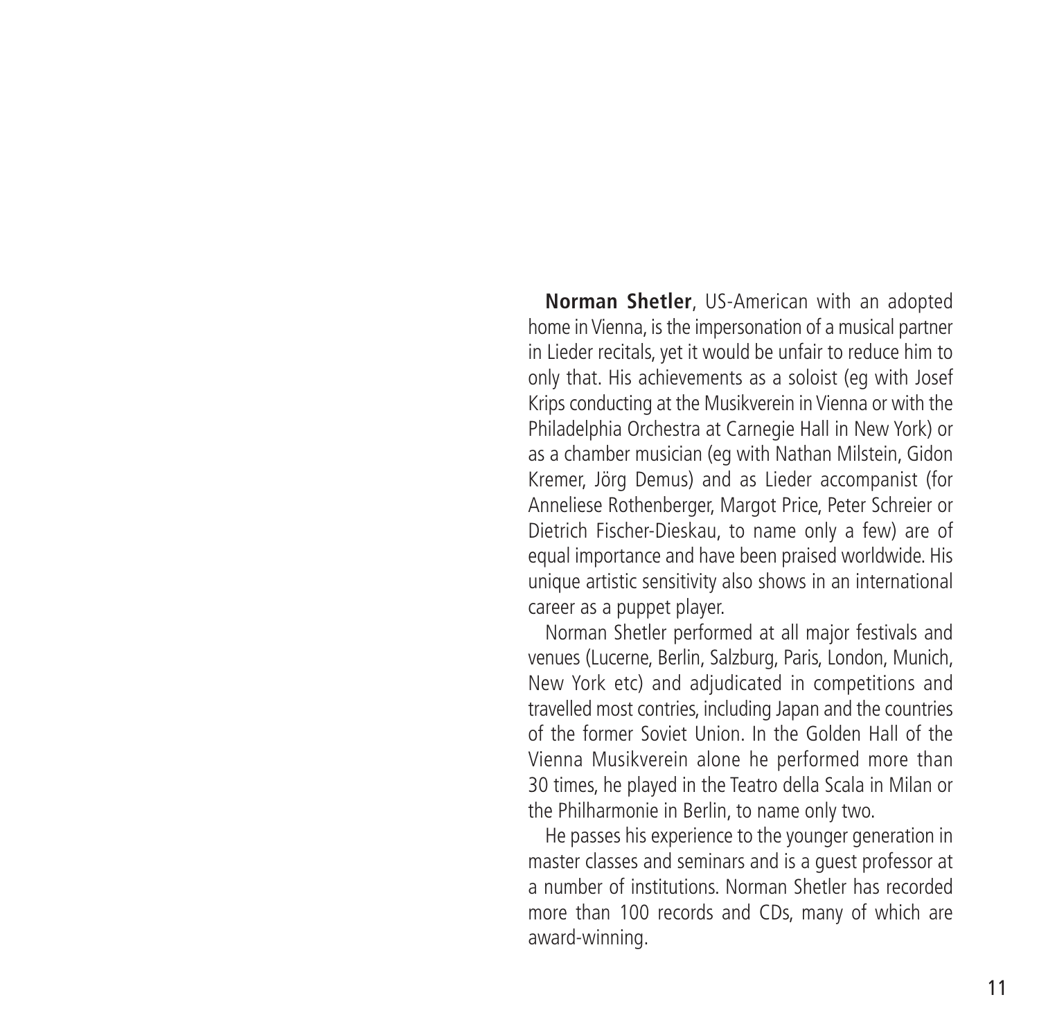**Norman Shetler**, US-American with an adopted home in Vienna, is the impersonation of a musical partner in Lieder recitals, yet it would be unfair to reduce him to only that. His achievements as a soloist (eg with Josef Krips conducting at the Musikverein in Vienna or with the Philadelphia Orchestra at Carnegie Hall in New York) or as a chamber musician (eg with Nathan Milstein, Gidon Kremer, Jörg Demus) and as Lieder accompanist (for Anneliese Rothenberger, Margot Price, Peter Schreier or Dietrich Fischer-Dieskau, to name only a few) are of equal importance and have been praised worldwide. His unique artistic sensitivity also shows in an international career as a puppet player.

Norman Shetler performed at all major festivals and venues (Lucerne, Berlin, Salzburg, Paris, London, Munich, New York etc) and adjudicated in competitions and travelled most contries, including Japan and the countries of the former Soviet Union. In the Golden Hall of the Vienna Musikverein alone he performed more than 30 times, he played in the Teatro della Scala in Milan or the Philharmonie in Berlin, to name only two.

He passes his experience to the younger generation in master classes and seminars and is a guest professor at a number of institutions. Norman Shetler has recorded more than 100 records and CDs, many of which are award-winning.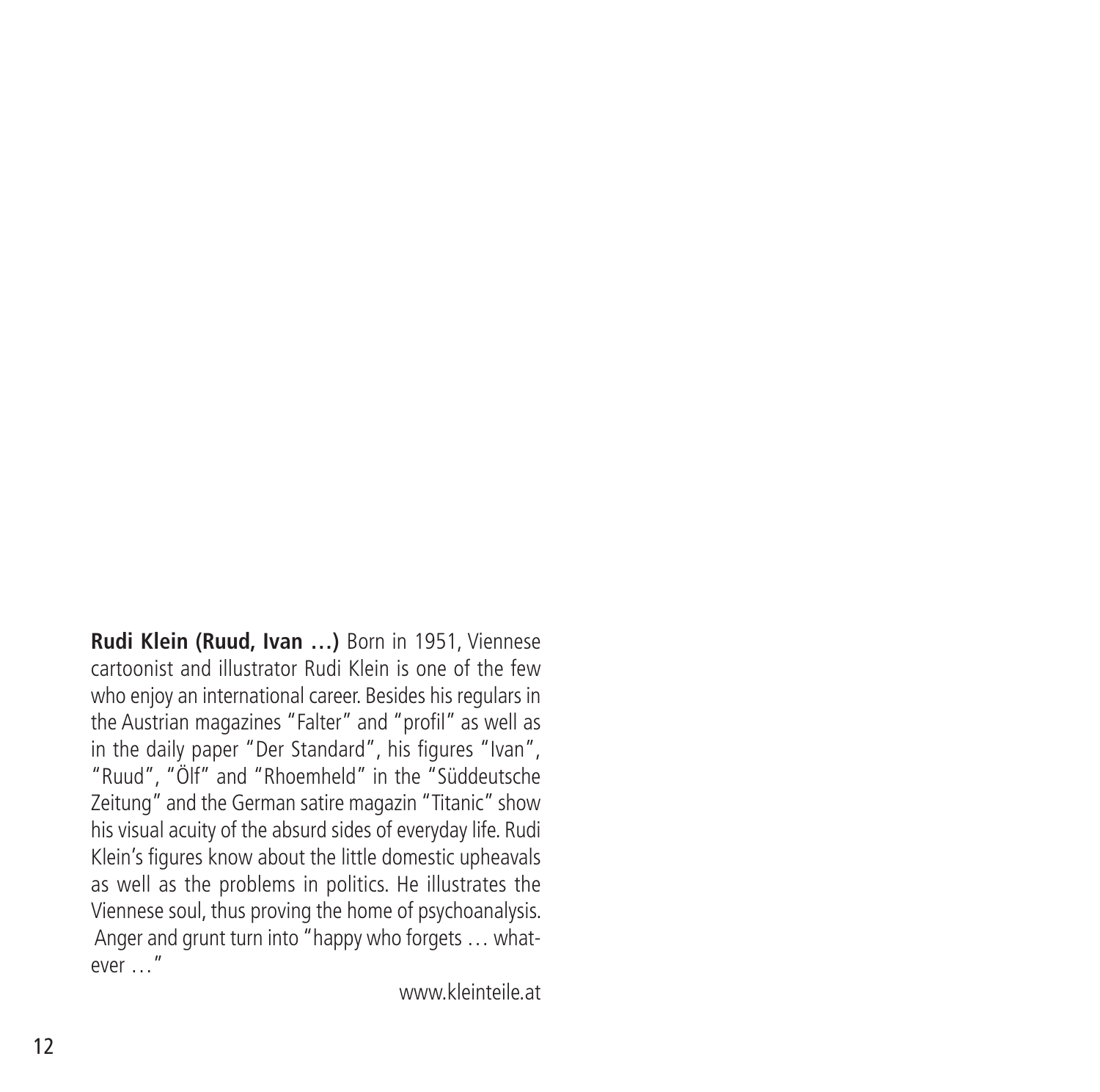**Rudi Klein (Ruud, Ivan …)** Born in 1951, Viennese cartoonist and illustrator Rudi Klein is one of the few who enjoy an international career. Besides his regulars in the Austrian magazines "Falter" and "profil" as well as in the daily paper "Der Standard", his figures "Ivan", "Ruud", "Ölf" and "Rhoemheld" in the "Süddeutsche Zeitung" and the German satire magazin "Titanic" show his visual acuity of the absurd sides of everyday life. Rudi Klein's figures know about the little domestic upheavals as well as the problems in politics. He illustrates the Viennese soul, thus proving the home of psychoanalysis. Anger and grunt turn into "happy who forgets … whatever …"

www.kleinteile.at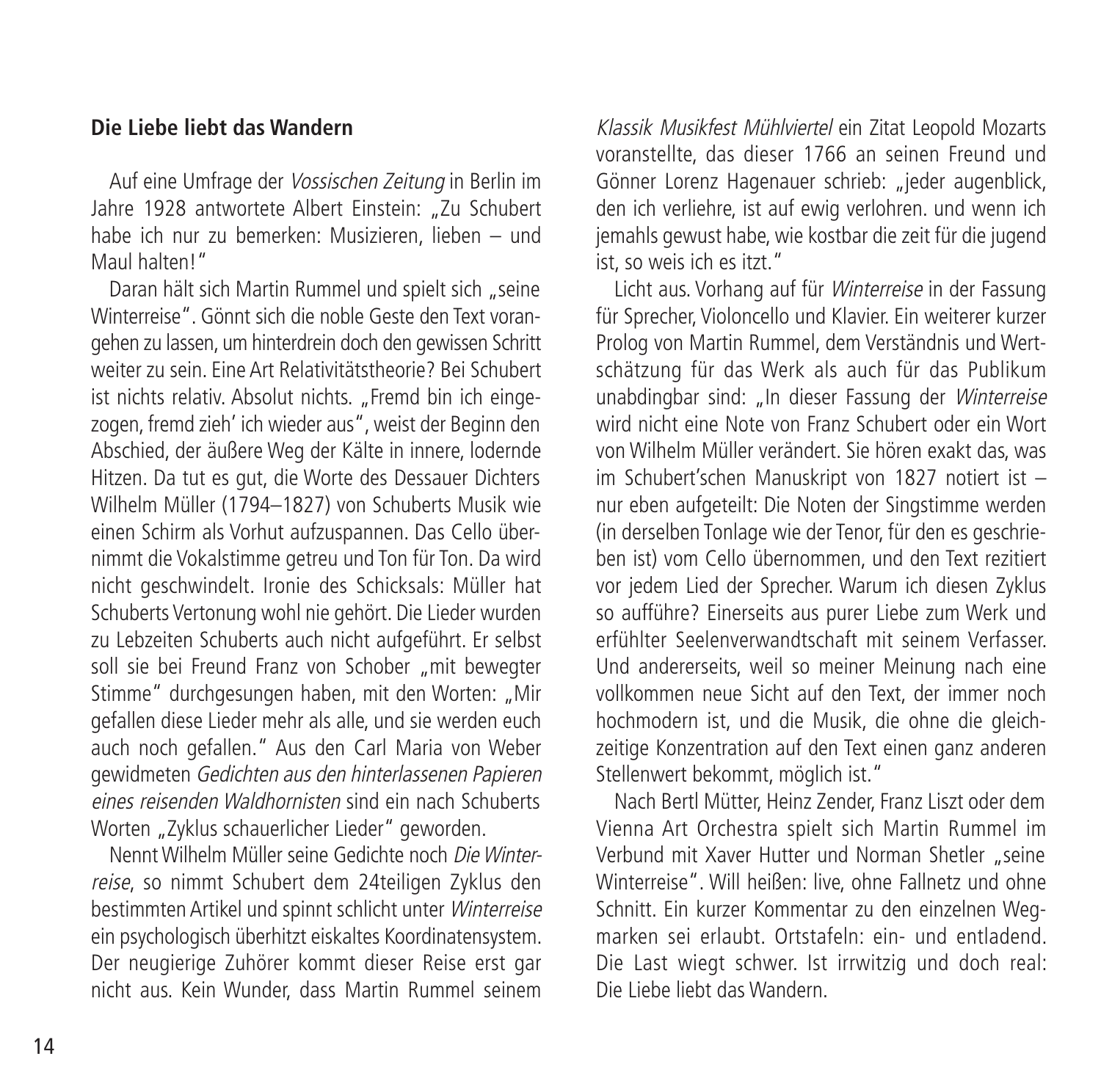**Die Liebe liebt das Wandern**

Auf eine Umfrage der *Vossischen Zeitung* in Berlin im Jahre 1928 antwortete Albert Einstein: „Zu Schubert habe ich nur zu bemerken: Musizieren, lieben – und Maul halten!"

Daran hält sich Martin Rummel und spielt sich „seine Winterreise". Gönnt sich die noble Geste den Text vorangehen zu lassen, um hinterdrein doch den gewissen Schritt weiter zu sein. Eine Art Relativitätstheorie? Bei Schubert ist nichts relativ. Absolut nichts. „Fremd bin ich eingezogen, fremd zieh' ich wieder aus", weist der Beginn den Abschied, der äußere Weg der Kälte in innere, lodernde Hitzen. Da tut es gut, die Worte des Dessauer Dichters Wilhelm Müller (1794–1827) von Schuberts Musik wie einen Schirm als Vorhut aufzuspannen. Das Cello übernimmt die Vokalstimme getreu und Ton für Ton. Da wird nicht geschwindelt. Ironie des Schicksals: Müller hat Schuberts Vertonung wohl nie gehört. Die Lieder wurden zu Lebzeiten Schuberts auch nicht aufgeführt. Er selbst soll sie bei Freund Franz von Schober „mit bewegter Stimme" durchgesungen haben, mit den Worten: „Mir gefallen diese Lieder mehr als alle, und sie werden euch auch noch gefallen." Aus den Carl Maria von Weber gewidmeten *Gedichten aus den hinterlassenen Papieren eines reisenden Waldhornisten* sind ein nach Schuberts Worten „Zyklus schauerlicher Lieder" geworden.

Nennt Wilhelm Müller seine Gedichte noch *Die Winterreise*, so nimmt Schubert dem 24teiligen Zyklus den bestimmten Artikel und spinnt schlicht unter *Winterreise* ein psychologisch überhitzt eiskaltes Koordinatensystem. Der neugierige Zuhörer kommt dieser Reise erst gar nicht aus. Kein Wunder, dass Martin Rummel seinem *Klassik Musikfest Mühlviertel* ein Zitat Leopold Mozarts voranstellte, das dieser 1766 an seinen Freund und Gönner Lorenz Hagenauer schrieb: „jeder augenblick, den ich verliehre, ist auf ewig verlohren. und wenn ich jemahls gewust habe, wie kostbar die zeit für die jugend ist, so weis ich es itzt."

Licht aus. Vorhang auf für *Winterreise* in der Fassung für Sprecher, Violoncello und Klavier. Ein weiterer kurzer Prolog von Martin Rummel, dem Verständnis und Wertschätzung für das Werk als auch für das Publikum unabdingbar sind: „In dieser Fassung der *Winterreise* wird nicht eine Note von Franz Schubert oder ein Wort von Wilhelm Müller verändert. Sie hören exakt das, was im Schubert'schen Manuskript von 1827 notiert ist – nur eben aufgeteilt: Die Noten der Singstimme werden (in derselben Tonlage wie der Tenor, für den es geschrieben ist) vom Cello übernommen, und den Text rezitiert vor jedem Lied der Sprecher. Warum ich diesen Zyklus so aufführe? Einerseits aus purer Liebe zum Werk und erfühlter Seelenverwandtschaft mit seinem Verfasser. Und andererseits, weil so meiner Meinung nach eine vollkommen neue Sicht auf den Text, der immer noch hochmodern ist, und die Musik, die ohne die gleichzeitige Konzentration auf den Text einen ganz anderen Stellenwert bekommt, möglich ist."

Nach Bertl Mütter, Heinz Zender, Franz Liszt oder dem Vienna Art Orchestra spielt sich Martin Rummel im Verbund mit Xaver Hutter und Norman Shetler „seine Winterreise". Will heißen: live, ohne Fallnetz und ohne Schnitt. Ein kurzer Kommentar zu den einzelnen Wegmarken sei erlaubt. Ortstafeln: ein- und entladend. Die Last wiegt schwer. Ist irrwitzig und doch real: Die Liebe liebt das Wandern.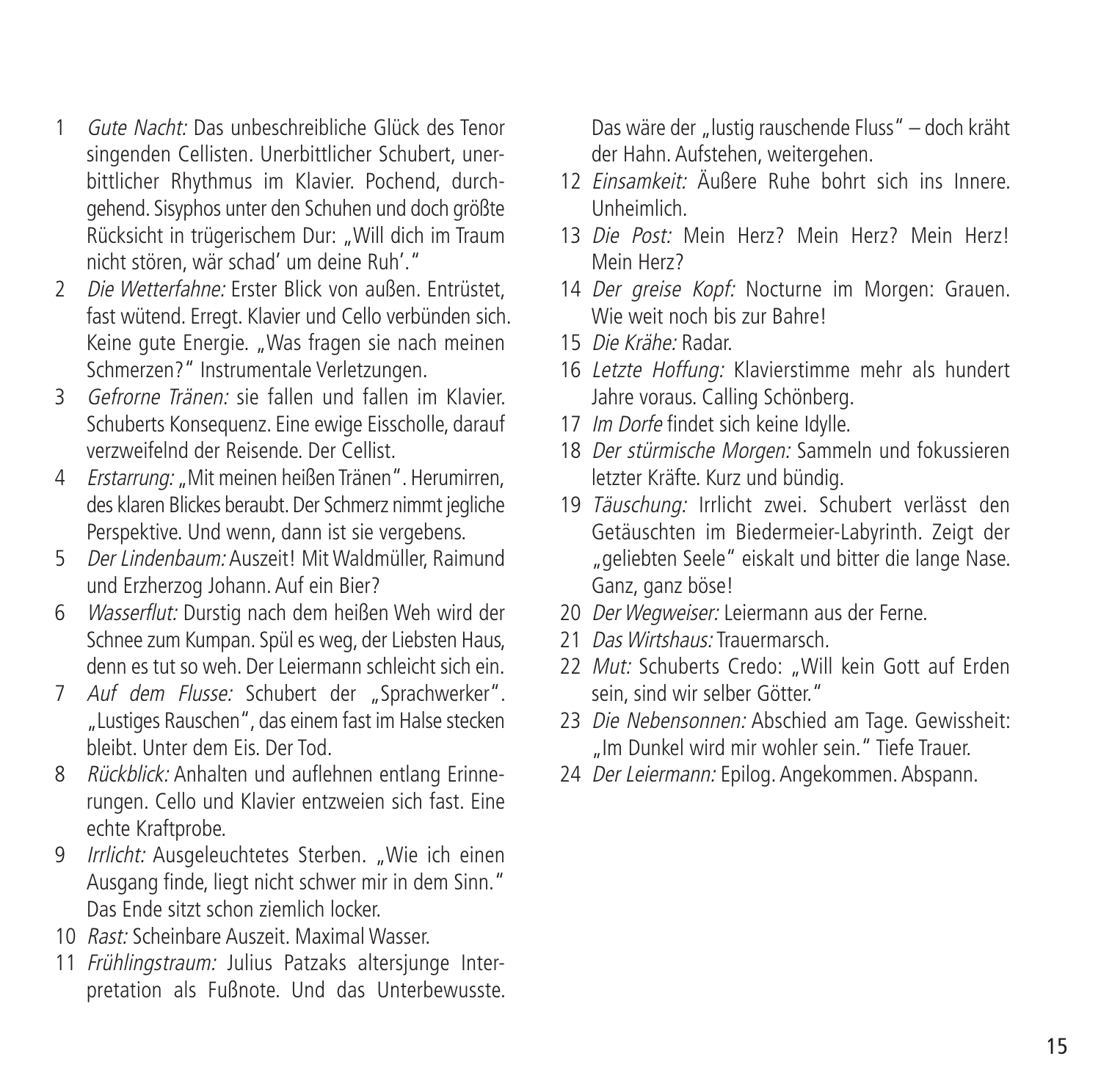1 *Gute Nacht:* Das unbeschreibliche Glück des Tenor singenden Cellisten. Unerbittlicher Schubert, unerbittlicher Rhythmus im Klavier. Pochend, durchgehend. Sisyphos unter den Schuhen und doch größte Rücksicht in trügerischem Dur: „Will dich im Traum nicht stören, wär schad' um deine Ruh'."

2 *Die Wetterfahne:* Erster Blick von außen. Entrüstet, fast wütend. Erregt. Klavier und Cello verbünden sich. Keine gute Energie. „Was fragen sie nach meinen Schmerzen?" Instrumentale Verletzungen.

3 *Gefrorne Tränen:* sie fallen und fallen im Klavier. Schuberts Konsequenz. Eine ewige Eisscholle, darauf verzweifelnd der Reisende. Der Cellist.

4 *Erstarrung:* „Mit meinen heißen Tränen". Herumirren, des klaren Blickes beraubt. Der Schmerz nimmt jegliche Perspektive. Und wenn, dann ist sie vergebens.

5 *Der Lindenbaum:* Auszeit! Mit Waldmüller, Raimund und Erzherzog Johann. Auf ein Bier?

6 *Wasserflut:* Durstig nach dem heißen Weh wird der Schnee zum Kumpan. Spül es weg, der Liebsten Haus, denn es tut so weh. Der Leiermann schleicht sich ein.

7 *Auf dem Flusse:* Schubert der „Sprachwerker". „Lustiges Rauschen", das einem fast im Halse stecken bleibt. Unter dem Eis. Der Tod.

8 *Rückblick:* Anhalten und auflehnen entlang Erinnerungen. Cello und Klavier entzweien sich fast. Eine echte Kraftprobe.

9 *Irrlicht:* Ausgeleuchtetes Sterben. „Wie ich einen Ausgang finde, liegt nicht schwer mir in dem Sinn." Das Ende sitzt schon ziemlich locker.

10 *Rast:* Scheinbare Auszeit. Maximal Wasser.

11 *Frühlingstraum:* Julius Patzaks altersjunge Interpretation als Fußnote. Und das Unterbewusste. Das wäre der „lustig rauschende Fluss" – doch kräht der Hahn. Aufstehen, weitergehen.

12 *Einsamkeit:* Äußere Ruhe bohrt sich ins Innere. Unheimlich.

13 *Die Post:* Mein Herz? Mein Herz? Mein Herz! Mein Herz?

14 *Der greise Kopf:* Nocturne im Morgen: Grauen. Wie weit noch bis zur Bahre!

15 *Die Krähe:* Radar.

16 *Letzte Hoffung:* Klavierstimme mehr als hundert Jahre voraus. Calling Schönberg.

17 *Im Dorfe* findet sich keine Idylle.

18 *Der stürmische Morgen:* Sammeln und fokussieren letzter Kräfte. Kurz und bündig.

19 *Täuschung:* Irrlicht zwei. Schubert verlässt den Getäuschten im Biedermeier-Labyrinth. Zeigt der „geliebten Seele" eiskalt und bitter die lange Nase. Ganz, ganz böse!

20 *Der Wegweiser:* Leiermann aus der Ferne.

21 *Das Wirtshaus:* Trauermarsch.

22 *Mut:* Schuberts Credo: „Will kein Gott auf Erden sein, sind wir selber Götter."

23 *Die Nebensonnen:* Abschied am Tage. Gewissheit: „Im Dunkel wird mir wohler sein." Tiefe Trauer.

24 *Der Leiermann:* Epilog. Angekommen. Abspann.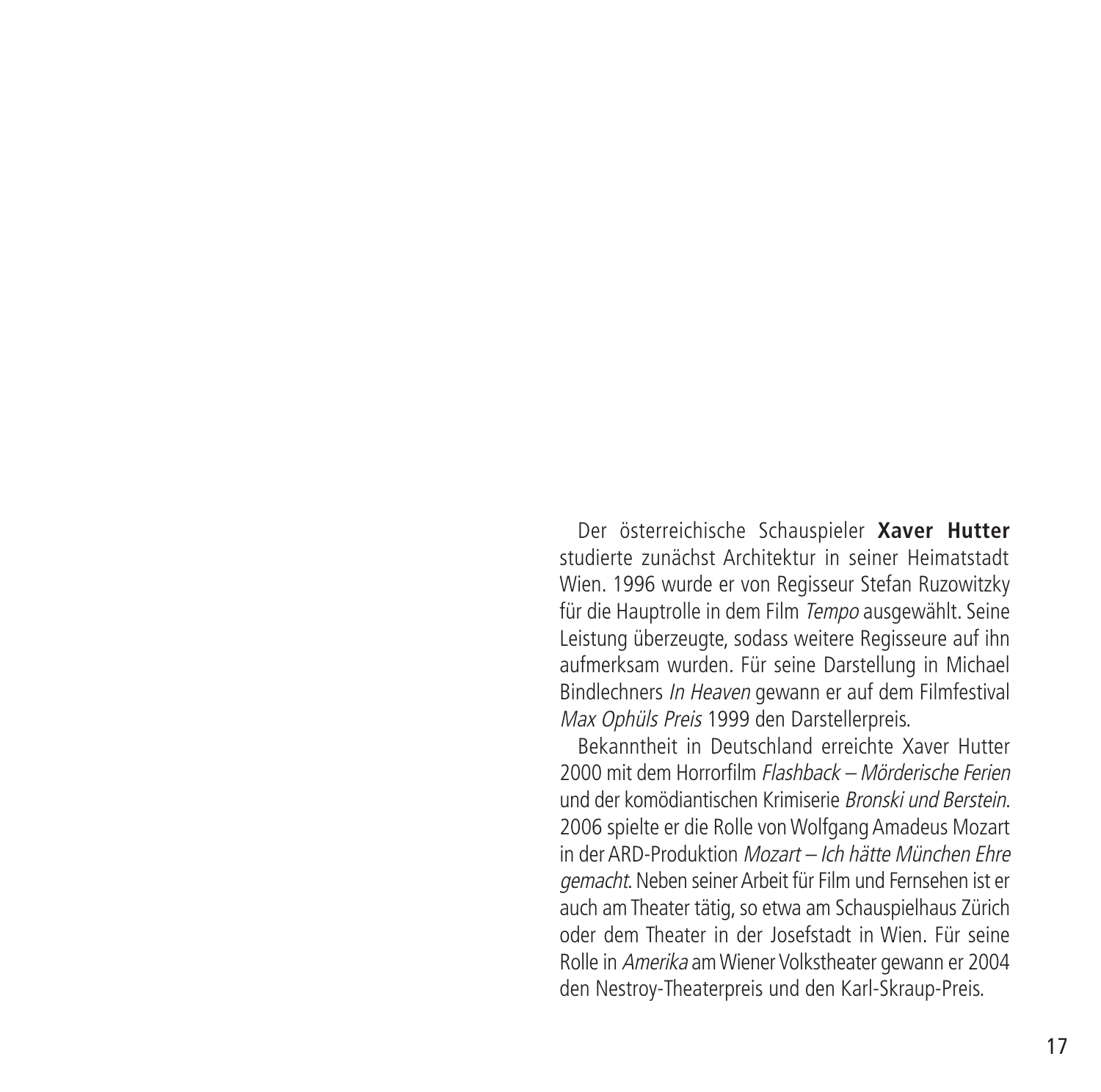Der österreichische Schauspieler **Xaver Hutter** studierte zunächst Architektur in seiner Heimatstadt Wien. 1996 wurde er von Regisseur Stefan Ruzowitzky für die Hauptrolle in dem Film *Tempo* ausgewählt. Seine Leistung überzeugte, sodass weitere Regisseure auf ihn aufmerksam wurden. Für seine Darstellung in Michael Bindlechners *In Heaven* gewann er auf dem Filmfestival *Max Ophüls Preis* 1999 den Darstellerpreis.

Bekanntheit in Deutschland erreichte Xaver Hutter 2000 mit dem Horrorfilm *Flashback – Mörderische Ferien* und der komödiantischen Krimiserie *Bronski und Berstein*. 2006 spielte er die Rolle von Wolfgang Amadeus Mozart in der ARD-Produktion *Mozart – Ich hätte München Ehre gemacht*. Neben seiner Arbeit für Film und Fernsehen ist er auch am Theater tätig, so etwa am Schauspielhaus Zürich oder dem Theater in der Josefstadt in Wien. Für seine Rolle in *Amerika* am Wiener Volkstheater gewann er 2004 den Nestroy-Theaterpreis und den Karl-Skraup-Preis.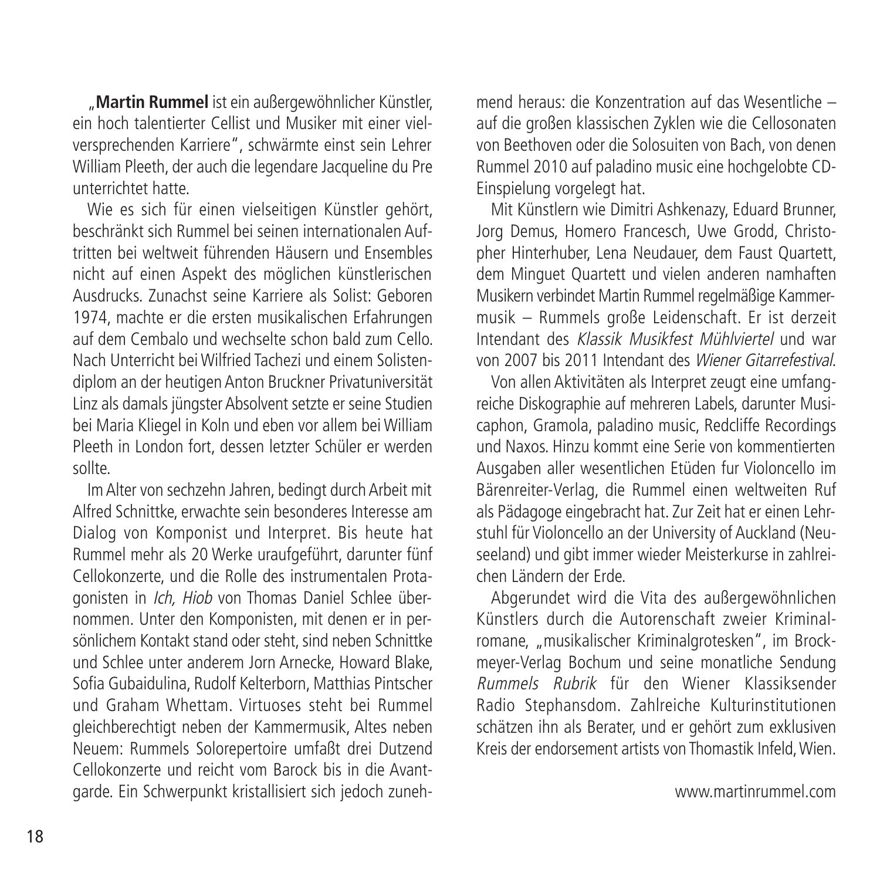„**Martin Rummel** ist ein außergewöhnlicher Künstler, ein hoch talentierter Cellist und Musiker mit einer vielversprechenden Karriere", schwärmte einst sein Lehrer William Pleeth, der auch die legendare Jacqueline du Pre unterrichtet hatte.

Wie es sich für einen vielseitigen Künstler gehört, beschränkt sich Rummel bei seinen internationalen Auftritten bei weltweit führenden Häusern und Ensembles nicht auf einen Aspekt des möglichen künstlerischen Ausdrucks. Zunachst seine Karriere als Solist: Geboren 1974, machte er die ersten musikalischen Erfahrungen auf dem Cembalo und wechselte schon bald zum Cello. Nach Unterricht bei Wilfried Tachezi und einem Solistendiplom an der heutigen Anton Bruckner Privatuniversität Linz als damals jüngster Absolvent setzte er seine Studien bei Maria Kliegel in Koln und eben vor allem bei William Pleeth in London fort, dessen letzter Schüler er werden sollte.

Im Alter von sechzehn Jahren, bedingt durch Arbeit mit Alfred Schnittke, erwachte sein besonderes Interesse am Dialog von Komponist und Interpret. Bis heute hat Rummel mehr als 20 Werke uraufgeführt, darunter fünf Cellokonzerte, und die Rolle des instrumentalen Protagonisten in *Ich, Hiob* von Thomas Daniel Schlee übernommen. Unter den Komponisten, mit denen er in persönlichem Kontakt stand oder steht, sind neben Schnittke und Schlee unter anderem Jorn Arnecke, Howard Blake, Sofia Gubaidulina, Rudolf Kelterborn, Matthias Pintscher und Graham Whettam. Virtuoses steht bei Rummel gleichberechtigt neben der Kammermusik, Altes neben Neuem: Rummels Solorepertoire umfaßt drei Dutzend Cellokonzerte und reicht vom Barock bis in die Avantgarde. Ein Schwerpunkt kristallisiert sich jedoch zunehmend heraus: die Konzentration auf das Wesentliche – auf die großen klassischen Zyklen wie die Cellosonaten von Beethoven oder die Solosuiten von Bach, von denen Rummel 2010 auf paladino music eine hochgelobte CD-Einspielung vorgelegt hat.

Mit Künstlern wie Dimitri Ashkenazy, Eduard Brunner, Jorg Demus, Homero Francesch, Uwe Grodd, Christopher Hinterhuber, Lena Neudauer, dem Faust Quartett, dem Minguet Quartett und vielen anderen namhaften Musikern verbindet Martin Rummel regelmäßige Kammermusik – Rummels große Leidenschaft. Er ist derzeit Intendant des *Klassik Musikfest Mühlviertel* und war von 2007 bis 2011 Intendant des *Wiener Gitarrefestival*.

Von allen Aktivitäten als Interpret zeugt eine umfangreiche Diskographie auf mehreren Labels, darunter Musicaphon, Gramola, paladino music, Redcliffe Recordings und Naxos. Hinzu kommt eine Serie von kommentierten Ausgaben aller wesentlichen Etüden fur Violoncello im Bärenreiter-Verlag, die Rummel einen weltweiten Ruf als Pädagoge eingebracht hat. Zur Zeit hat er einen Lehrstuhl für Violoncello an der University of Auckland (Neuseeland) und gibt immer wieder Meisterkurse in zahlreichen Ländern der Erde.

Abgerundet wird die Vita des außergewöhnlichen Künstlers durch die Autorenschaft zweier Kriminalromane, „musikalischer Kriminalgrotesken", im Brockmeyer-Verlag Bochum und seine monatliche Sendung *Rummels Rubrik* für den Wiener Klassiksender Radio Stephansdom. Zahlreiche Kulturinstitutionen schätzen ihn als Berater, und er gehört zum exklusiven Kreis der endorsement artists von Thomastik Infeld, Wien.

www.martinrummel.com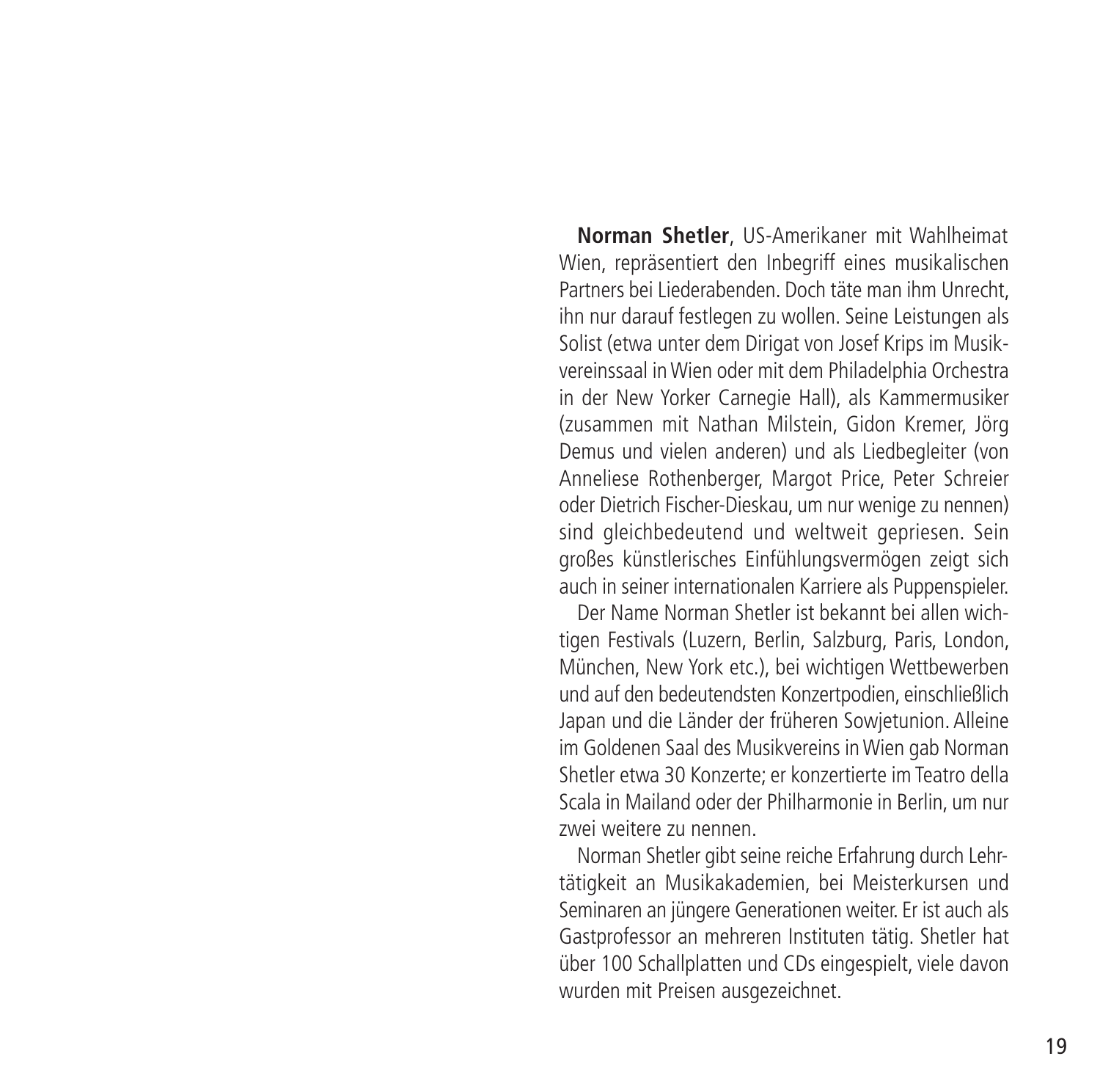**Norman Shetler**, US-Amerikaner mit Wahlheimat Wien, repräsentiert den Inbegriff eines musikalischen Partners bei Liederabenden. Doch täte man ihm Unrecht, ihn nur darauf festlegen zu wollen. Seine Leistungen als Solist (etwa unter dem Dirigat von Josef Krips im Musikvereinssaal in Wien oder mit dem Philadelphia Orchestra in der New Yorker Carnegie Hall), als Kammermusiker (zusammen mit Nathan Milstein, Gidon Kremer, Jörg Demus und vielen anderen) und als Liedbegleiter (von Anneliese Rothenberger, Margot Price, Peter Schreier oder Dietrich Fischer-Dieskau, um nur wenige zu nennen) sind gleichbedeutend und weltweit gepriesen. Sein großes künstlerisches Einfühlungsvermögen zeigt sich auch in seiner internationalen Karriere als Puppenspieler.

Der Name Norman Shetler ist bekannt bei allen wichtigen Festivals (Luzern, Berlin, Salzburg, Paris, London, München, New York etc.), bei wichtigen Wettbewerben und auf den bedeutendsten Konzertpodien, einschließlich Japan und die Länder der früheren Sowjetunion. Alleine im Goldenen Saal des Musikvereins in Wien gab Norman Shetler etwa 30 Konzerte; er konzertierte im Teatro della Scala in Mailand oder der Philharmonie in Berlin, um nur zwei weitere zu nennen.

Norman Shetler gibt seine reiche Erfahrung durch Lehrtätigkeit an Musikakademien, bei Meisterkursen und Seminaren an jüngere Generationen weiter. Er ist auch als Gastprofessor an mehreren Instituten tätig. Shetler hat über 100 Schallplatten und CDs eingespielt, viele davon wurden mit Preisen ausgezeichnet.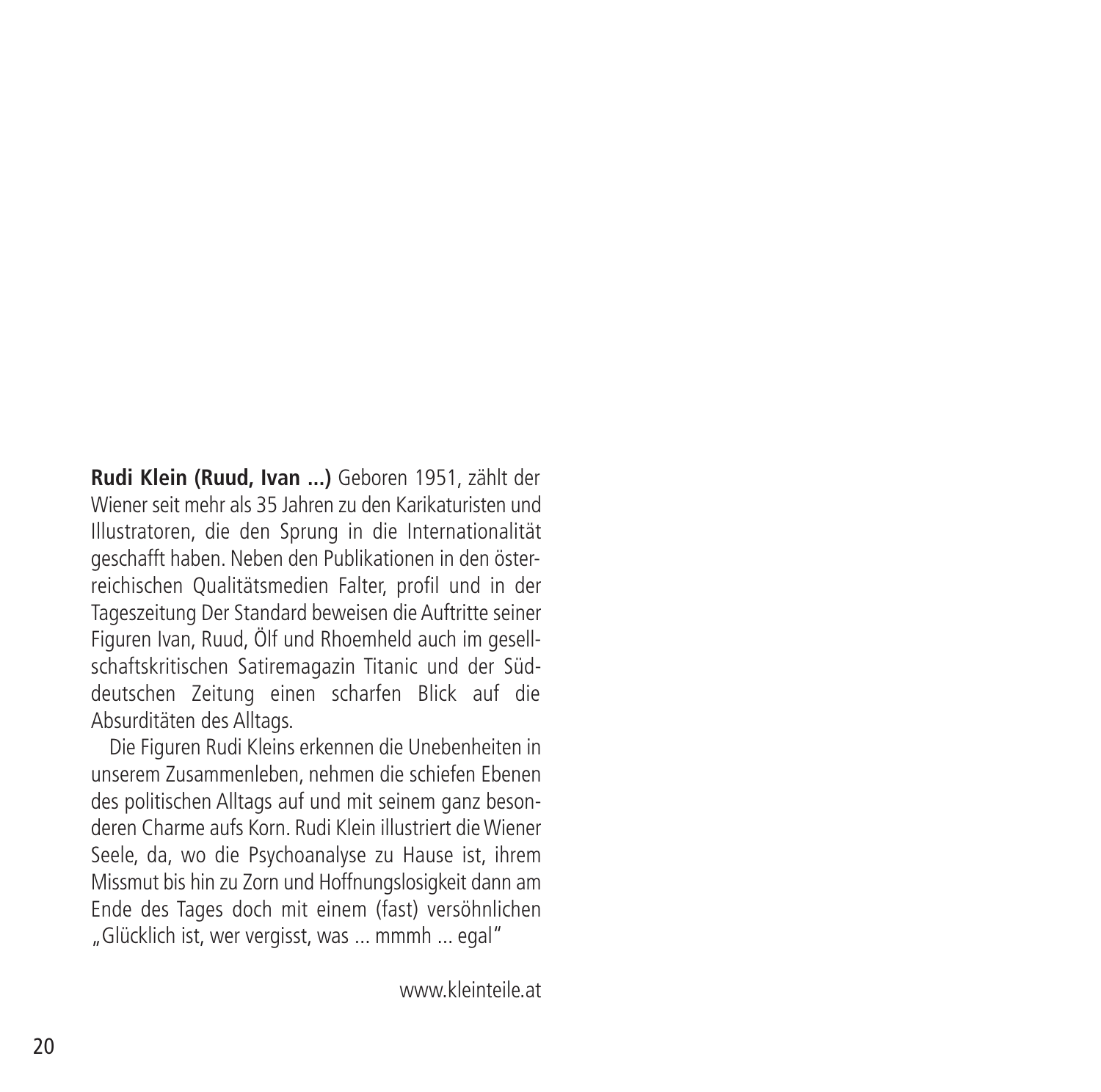**Rudi Klein (Ruud, Ivan ...)** Geboren 1951, zählt der Wiener seit mehr als 35 Jahren zu den Karikaturisten und Illustratoren, die den Sprung in die Internationalität geschafft haben. Neben den Publikationen in den österreichischen Qualitätsmedien Falter, profil und in der Tageszeitung Der Standard beweisen die Auftritte seiner Figuren Ivan, Ruud, Ölf und Rhoemheld auch im gesellschaftskritischen Satiremagazin Titanic und der Süddeutschen Zeitung einen scharfen Blick auf die Absurditäten des Alltags.

Die Figuren Rudi Kleins erkennen die Unebenheiten in unserem Zusammenleben, nehmen die schiefen Ebenen des politischen Alltags auf und mit seinem ganz besonderen Charme aufs Korn. Rudi Klein illustriert die Wiener Seele, da, wo die Psychoanalyse zu Hause ist, ihrem Missmut bis hin zu Zorn und Hoffnungslosigkeit dann am Ende des Tages doch mit einem (fast) versöhnlichen „Glücklich ist, wer vergisst, was ... mmmh ... egal"

www.kleinteile.at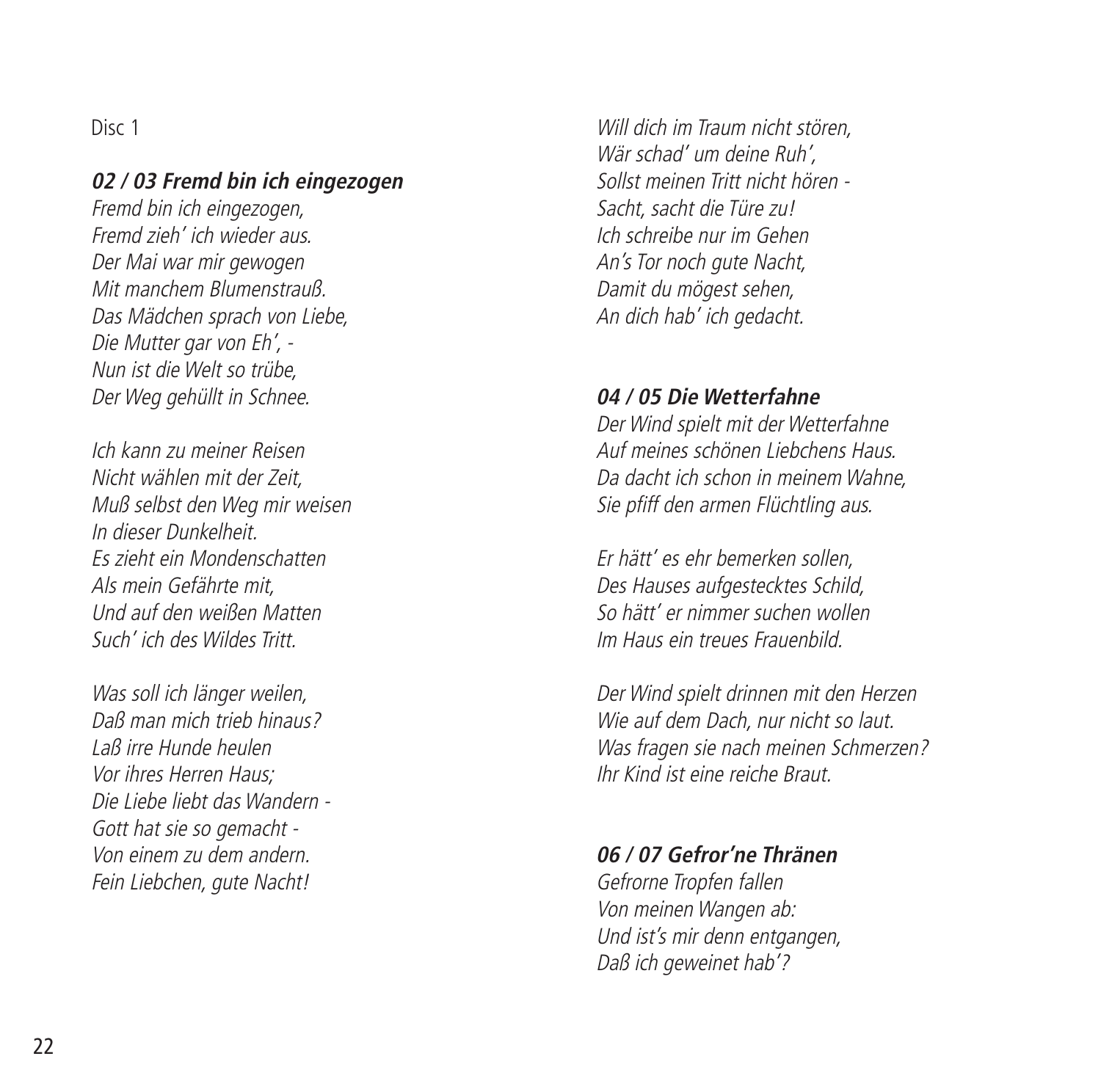Disc 1

### *02 / 03 Fremd bin ich eingezogen*

*Fremd bin ich eingezogen,*
*Fremd zieh' ich wieder aus.*
*Der Mai war mir gewogen*
*Mit manchem Blumenstrauß.*
*Das Mädchen sprach von Liebe,*
*Die Mutter gar von Eh', -*
*Nun ist die Welt so trübe,*
*Der Weg gehüllt in Schnee.*

*Ich kann zu meiner Reisen*
*Nicht wählen mit der Zeit,*
*Muß selbst den Weg mir weisen*
*In dieser Dunkelheit.*
*Es zieht ein Mondenschatten*
*Als mein Gefährte mit,*
*Und auf den weißen Matten*
*Such' ich des Wildes Tritt.*

*Was soll ich länger weilen,*
*Daß man mich trieb hinaus?*
*Laß irre Hunde heulen*
*Vor ihres Herren Haus;*
*Die Liebe liebt das Wandern -*
*Gott hat sie so gemacht -*
*Von einem zu dem andern.*
*Fein Liebchen, gute Nacht!*

*Will dich im Traum nicht stören,*
*Wär schad' um deine Ruh',*
*Sollst meinen Tritt nicht hören -*
*Sacht, sacht die Türe zu!*
*Ich schreibe nur im Gehen*
*An's Tor noch gute Nacht,*
*Damit du mögest sehen,*
*An dich hab' ich gedacht.*

### *04 / 05 Die Wetterfahne*

*Der Wind spielt mit der Wetterfahne*
*Auf meines schönen Liebchens Haus.*
*Da dacht ich schon in meinem Wahne,*
*Sie pfiff den armen Flüchtling aus.*

*Er hätt' es ehr bemerken sollen,*
*Des Hauses aufgestecktes Schild,*
*So hätt' er nimmer suchen wollen*
*Im Haus ein treues Frauenbild.*

*Der Wind spielt drinnen mit den Herzen*
*Wie auf dem Dach, nur nicht so laut.*
*Was fragen sie nach meinen Schmerzen?*
*Ihr Kind ist eine reiche Braut.*

### *06 / 07 Gefror'ne Thränen*

*Gefrorne Tropfen fallen*
*Von meinen Wangen ab:*
*Und ist's mir denn entgangen,*
*Daß ich geweinet hab'?*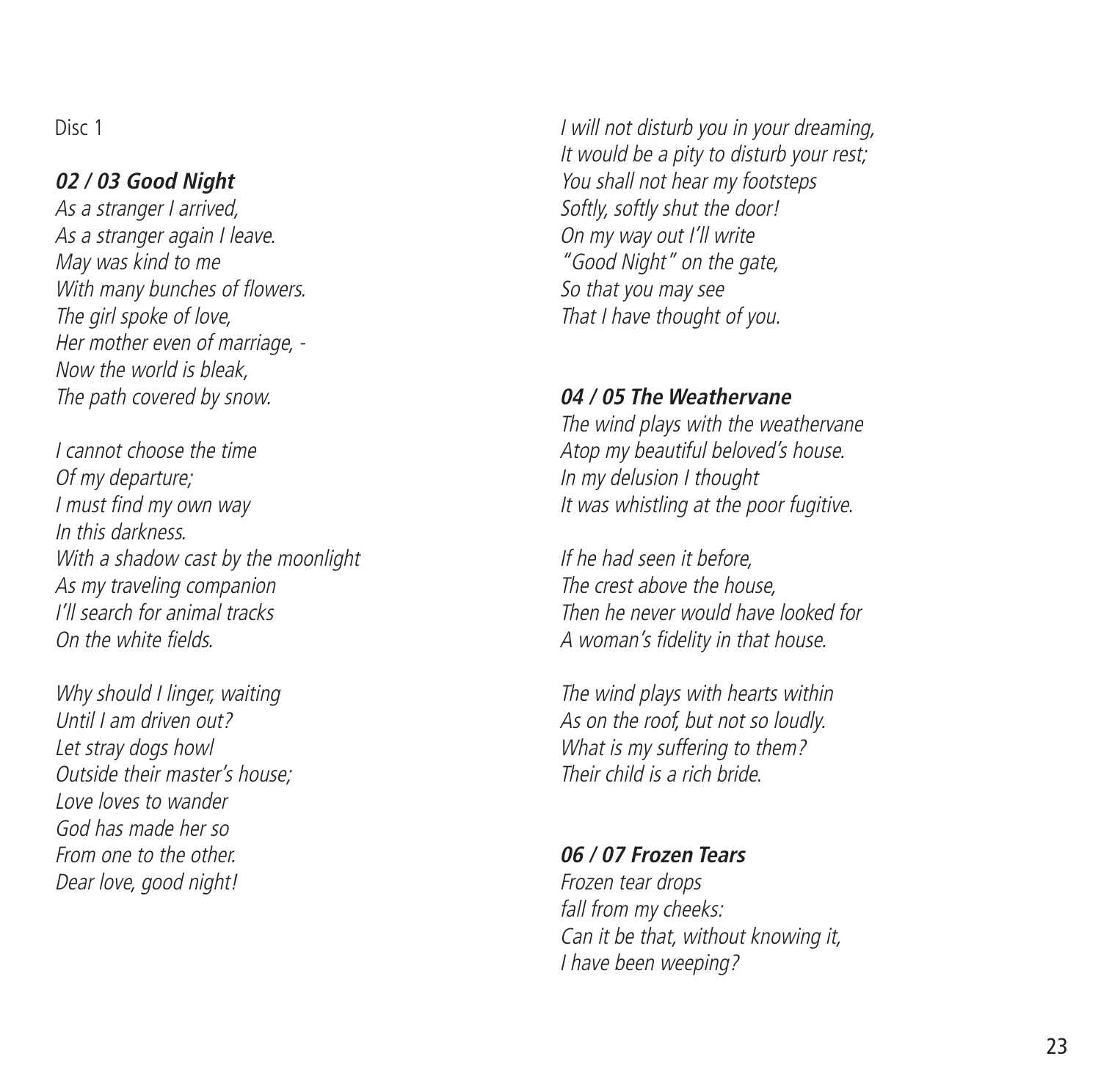Disc 1

### *02 / 03 Good Night*

*As a stranger I arrived,*
*As a stranger again I leave.*
*May was kind to me*
*With many bunches of flowers.*
*The girl spoke of love,*
*Her mother even of marriage, -*
*Now the world is bleak,*
*The path covered by snow.*

*I cannot choose the time*
*Of my departure;*
*I must find my own way*
*In this darkness.*
*With a shadow cast by the moonlight*
*As my traveling companion*
*I'll search for animal tracks*
*On the white fields.*

*Why should I linger, waiting*
*Until I am driven out?*
*Let stray dogs howl*
*Outside their master's house;*
*Love loves to wander*
*God has made her so*
*From one to the other.*
*Dear love, good night!*

*I will not disturb you in your dreaming,*
*It would be a pity to disturb your rest;*
*You shall not hear my footsteps*
*Softly, softly shut the door!*
*On my way out I'll write*
*"Good Night" on the gate,*
*So that you may see*
*That I have thought of you.*

### *04 / 05 The Weathervane*

*The wind plays with the weathervane*
*Atop my beautiful beloved's house.*
*In my delusion I thought*
*It was whistling at the poor fugitive.*

*If he had seen it before,*
*The crest above the house,*
*Then he never would have looked for*
*A woman's fidelity in that house.*

*The wind plays with hearts within*
*As on the roof, but not so loudly.*
*What is my suffering to them?*
*Their child is a rich bride.*

### *06 / 07 Frozen Tears*

*Frozen tear drops*
*fall from my cheeks:*
*Can it be that, without knowing it,*
*I have been weeping?*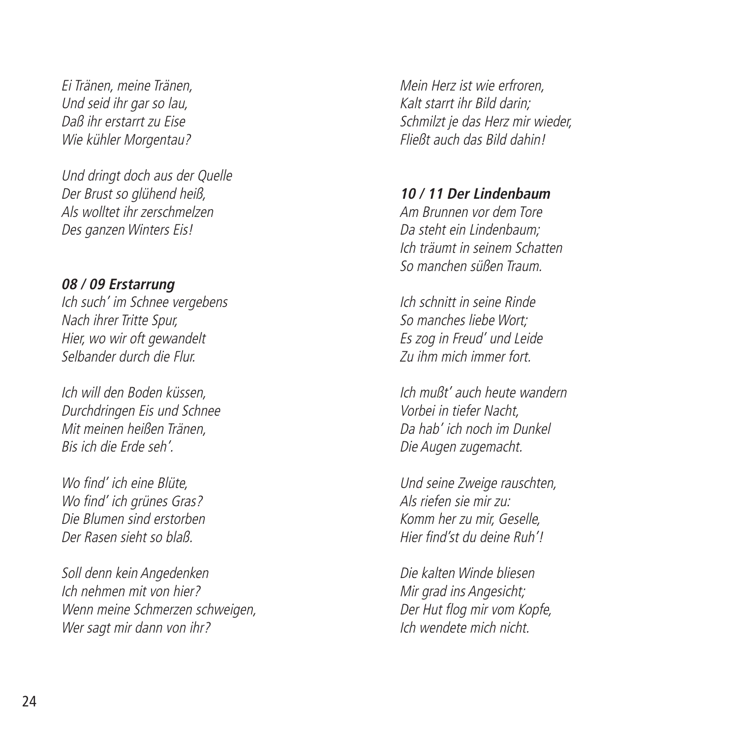*Ei Tränen, meine Tränen,*
*Und seid ihr gar so lau,*
*Daß ihr erstarrt zu Eise*
*Wie kühler Morgentau?*

*Und dringt doch aus der Quelle*
*Der Brust so glühend heiß,*
*Als wolltet ihr zerschmelzen*
*Des ganzen Winters Eis!*

### *08 / 09 Erstarrung*

*Ich such' im Schnee vergebens*
*Nach ihrer Tritte Spur,*
*Hier, wo wir oft gewandelt*
*Selbander durch die Flur.*

*Ich will den Boden küssen,*
*Durchdringen Eis und Schnee*
*Mit meinen heißen Tränen,*
*Bis ich die Erde seh'.*

*Wo find' ich eine Blüte,*
*Wo find' ich grünes Gras?*
*Die Blumen sind erstorben*
*Der Rasen sieht so blaß.*

*Soll denn kein Angedenken*
*Ich nehmen mit von hier?*
*Wenn meine Schmerzen schweigen,*
*Wer sagt mir dann von ihr?*

*Mein Herz ist wie erfroren,*
*Kalt starrt ihr Bild darin;*
*Schmilzt je das Herz mir wieder,*
*Fließt auch das Bild dahin!*

### *10 / 11 Der Lindenbaum*

*Am Brunnen vor dem Tore*
*Da steht ein Lindenbaum;*
*Ich träumt in seinem Schatten*
*So manchen süßen Traum.*

*Ich schnitt in seine Rinde*
*So manches liebe Wort;*
*Es zog in Freud' und Leide*
*Zu ihm mich immer fort.*

*Ich mußt' auch heute wandern*
*Vorbei in tiefer Nacht,*
*Da hab' ich noch im Dunkel*
*Die Augen zugemacht.*

*Und seine Zweige rauschten,*
*Als riefen sie mir zu:*
*Komm her zu mir, Geselle,*
*Hier find'st du deine Ruh'!*

*Die kalten Winde bliesen*
*Mir grad ins Angesicht;*
*Der Hut flog mir vom Kopfe,*
*Ich wendete mich nicht.*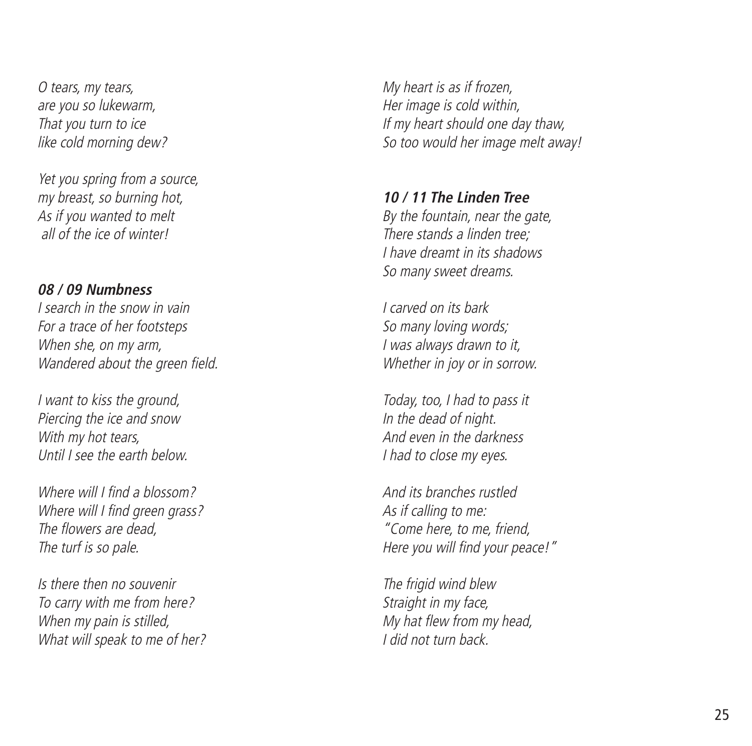*O tears, my tears,*
*are you so lukewarm,*
*That you turn to ice*
*like cold morning dew?*

*Yet you spring from a source,*
*my breast, so burning hot,*
*As if you wanted to melt*
*all of the ice of winter!*

### 08 / 09 Numbness

*I search in the snow in vain*
*For a trace of her footsteps*
*When she, on my arm,*
*Wandered about the green field.*

*I want to kiss the ground,*
*Piercing the ice and snow*
*With my hot tears,*
*Until I see the earth below.*

*Where will I find a blossom?*
*Where will I find green grass?*
*The flowers are dead,*
*The turf is so pale.*

*Is there then no souvenir*
*To carry with me from here?*
*When my pain is stilled,*
*What will speak to me of her?*

*My heart is as if frozen,*
*Her image is cold within,*
*If my heart should one day thaw,*
*So too would her image melt away!*

### 10 / 11 The Linden Tree

*By the fountain, near the gate,*
*There stands a linden tree;*
*I have dreamt in its shadows*
*So many sweet dreams.*

*I carved on its bark*
*So many loving words;*
*I was always drawn to it,*
*Whether in joy or in sorrow.*

*Today, too, I had to pass it*
*In the dead of night.*
*And even in the darkness*
*I had to close my eyes.*

*And its branches rustled*
*As if calling to me:*
*"Come here, to me, friend,*
*Here you will find your peace!"*

*The frigid wind blew*
*Straight in my face,*
*My hat flew from my head,*
*I did not turn back.*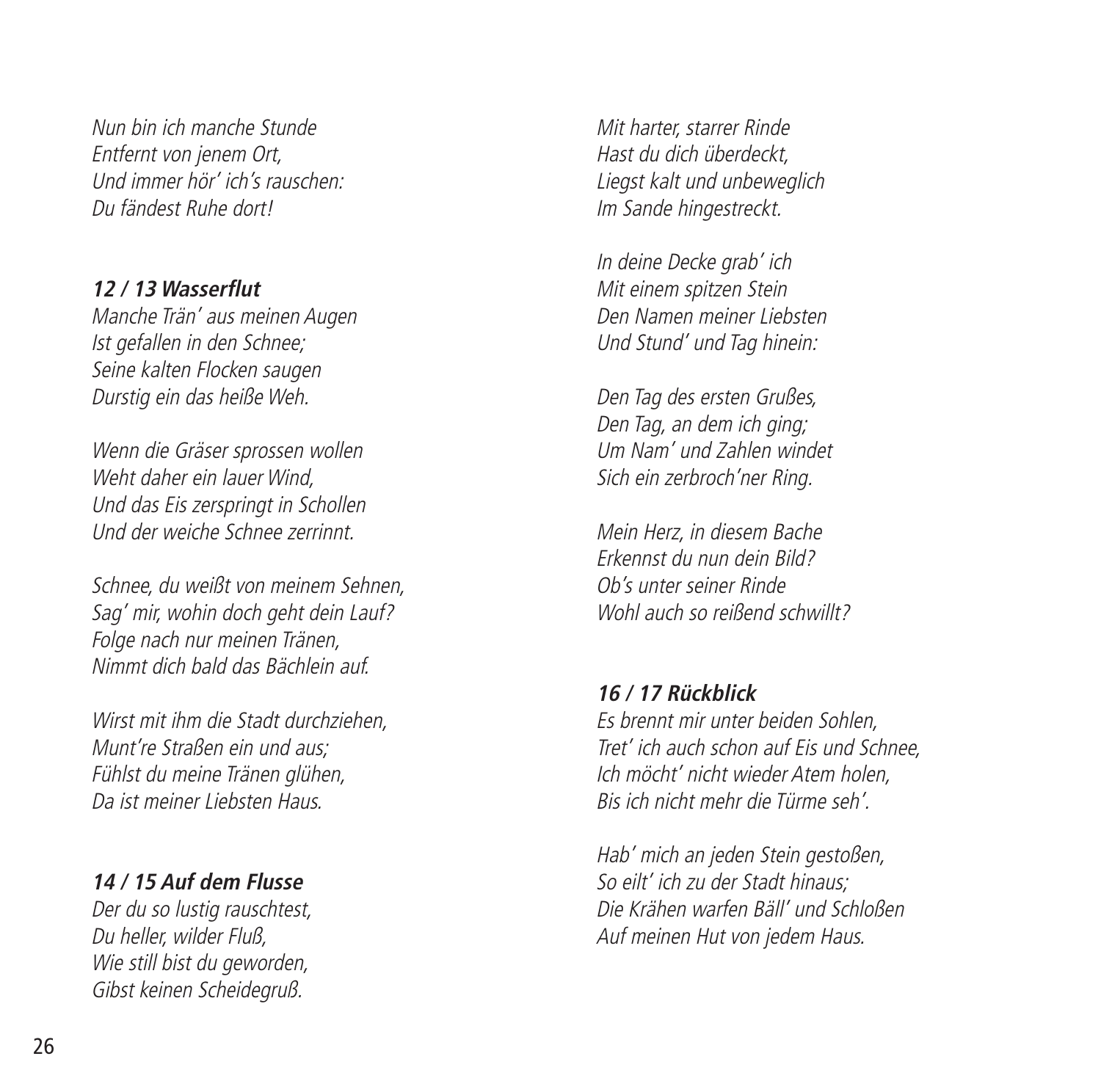*Nun bin ich manche Stunde*
*Entfernt von jenem Ort,*
*Und immer hör' ich's rauschen:*
*Du fändest Ruhe dort!*

**12 / 13 Wasserflut**

*Manche Trän' aus meinen Augen*
*Ist gefallen in den Schnee;*
*Seine kalten Flocken saugen*
*Durstig ein das heiße Weh.*

*Wenn die Gräser sprossen wollen*
*Weht daher ein lauer Wind,*
*Und das Eis zerspringt in Schollen*
*Und der weiche Schnee zerrinnt.*

*Schnee, du weißt von meinem Sehnen,*
*Sag' mir, wohin doch geht dein Lauf?*
*Folge nach nur meinen Tränen,*
*Nimmt dich bald das Bächlein auf.*

*Wirst mit ihm die Stadt durchziehen,*
*Munt're Straßen ein und aus;*
*Fühlst du meine Tränen glühen,*
*Da ist meiner Liebsten Haus.*

**14 / 15 Auf dem Flusse**

*Der du so lustig rauschtest,*
*Du heller, wilder Fluß,*
*Wie still bist du geworden,*
*Gibst keinen Scheidegruß.*

*Mit harter, starrer Rinde*
*Hast du dich überdeckt,*
*Liegst kalt und unbeweglich*
*Im Sande hingestreckt.*

*In deine Decke grab' ich*
*Mit einem spitzen Stein*
*Den Namen meiner Liebsten*
*Und Stund' und Tag hinein:*

*Den Tag des ersten Grußes,*
*Den Tag, an dem ich ging;*
*Um Nam' und Zahlen windet*
*Sich ein zerbroch'ner Ring.*

*Mein Herz, in diesem Bache*
*Erkennst du nun dein Bild?*
*Ob's unter seiner Rinde*
*Wohl auch so reißend schwillt?*

**16 / 17 Rückblick**

*Es brennt mir unter beiden Sohlen,*
*Tret' ich auch schon auf Eis und Schnee,*
*Ich möcht' nicht wieder Atem holen,*
*Bis ich nicht mehr die Türme seh'.*

*Hab' mich an jeden Stein gestoßen,*
*So eilt' ich zu der Stadt hinaus;*
*Die Krähen warfen Bäll' und Schloßen*
*Auf meinen Hut von jedem Haus.*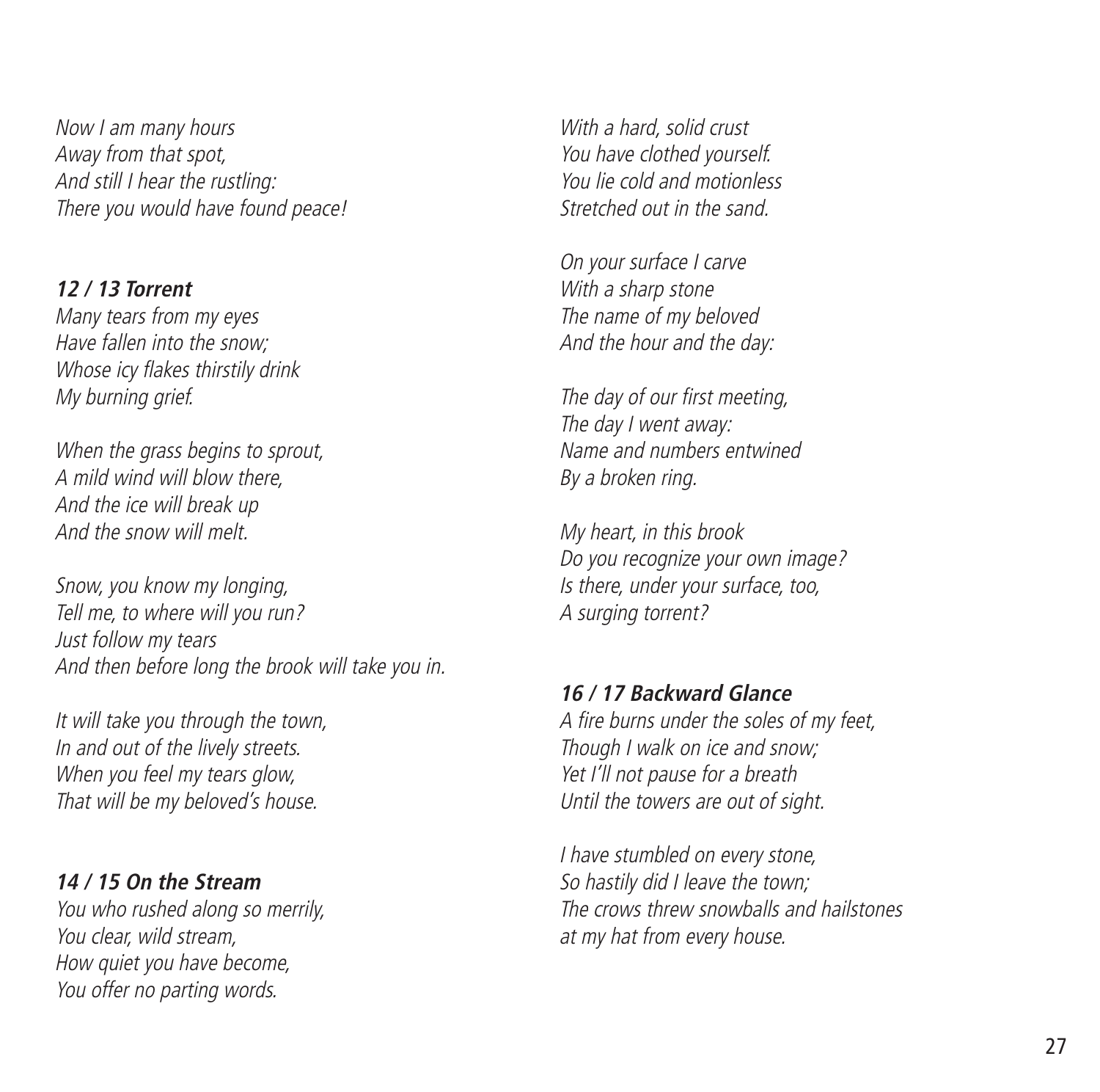*Now I am many hours*
*Away from that spot,*
*And still I hear the rustling:*
*There you would have found peace!*

### *12 / 13 Torrent*

*Many tears from my eyes*
*Have fallen into the snow;*
*Whose icy flakes thirstily drink*
*My burning grief.*

*When the grass begins to sprout,*
*A mild wind will blow there,*
*And the ice will break up*
*And the snow will melt.*

*Snow, you know my longing,*
*Tell me, to where will you run?*
*Just follow my tears*
*And then before long the brook will take you in.*

*It will take you through the town,*
*In and out of the lively streets.*
*When you feel my tears glow,*
*That will be my beloved's house.*

### *14 / 15 On the Stream*

*You who rushed along so merrily,*
*You clear, wild stream,*
*How quiet you have become,*
*You offer no parting words.*

*With a hard, solid crust*
*You have clothed yourself.*
*You lie cold and motionless*
*Stretched out in the sand.*

*On your surface I carve*
*With a sharp stone*
*The name of my beloved*
*And the hour and the day:*

*The day of our first meeting,*
*The day I went away:*
*Name and numbers entwined*
*By a broken ring.*

*My heart, in this brook*
*Do you recognize your own image?*
*Is there, under your surface, too,*
*A surging torrent?*

### *16 / 17 Backward Glance*

*A fire burns under the soles of my feet,*
*Though I walk on ice and snow;*
*Yet I'll not pause for a breath*
*Until the towers are out of sight.*

*I have stumbled on every stone,*
*So hastily did I leave the town;*
*The crows threw snowballs and hailstones*
*at my hat from every house.*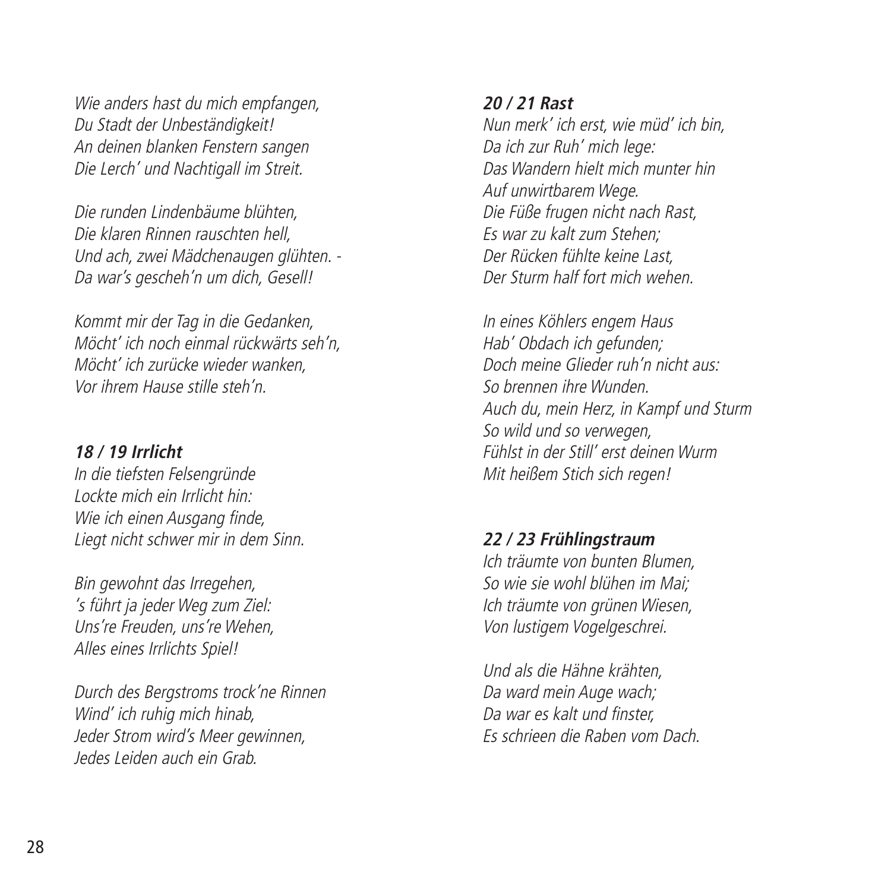*Wie anders hast du mich empfangen,*
*Du Stadt der Unbeständigkeit!*
*An deinen blanken Fenstern sangen*
*Die Lerch' und Nachtigall im Streit.*

*Die runden Lindenbäume blühten,*
*Die klaren Rinnen rauschten hell,*
*Und ach, zwei Mädchenaugen glühten. -*
*Da war's gescheh'n um dich, Gesell!*

*Kommt mir der Tag in die Gedanken,*
*Möcht' ich noch einmal rückwärts seh'n,*
*Möcht' ich zurücke wieder wanken,*
*Vor ihrem Hause stille steh'n.*

### 18 / 19 Irrlicht

*In die tiefsten Felsengründe*
*Lockte mich ein Irrlicht hin:*
*Wie ich einen Ausgang finde,*
*Liegt nicht schwer mir in dem Sinn.*

*Bin gewohnt das Irregehen,*
*'s führt ja jeder Weg zum Ziel:*
*Uns're Freuden, uns're Wehen,*
*Alles eines Irrlichts Spiel!*

*Durch des Bergstroms trock'ne Rinnen*
*Wind' ich ruhig mich hinab,*
*Jeder Strom wird's Meer gewinnen,*
*Jedes Leiden auch ein Grab.*

### 20 / 21 Rast

*Nun merk' ich erst, wie müd' ich bin,*
*Da ich zur Ruh' mich lege:*
*Das Wandern hielt mich munter hin*
*Auf unwirtbarem Wege.*
*Die Füße frugen nicht nach Rast,*
*Es war zu kalt zum Stehen;*
*Der Rücken fühlte keine Last,*
*Der Sturm half fort mich wehen.*

*In eines Köhlers engem Haus*
*Hab' Obdach ich gefunden;*
*Doch meine Glieder ruh'n nicht aus:*
*So brennen ihre Wunden.*
*Auch du, mein Herz, in Kampf und Sturm*
*So wild und so verwegen,*
*Fühlst in der Still' erst deinen Wurm*
*Mit heißem Stich sich regen!*

### 22 / 23 Frühlingstraum

*Ich träumte von bunten Blumen,*
*So wie sie wohl blühen im Mai;*
*Ich träumte von grünen Wiesen,*
*Von lustigem Vogelgeschrei.*

*Und als die Hähne krähten,*
*Da ward mein Auge wach;*
*Da war es kalt und finster,*
*Es schrieen die Raben vom Dach.*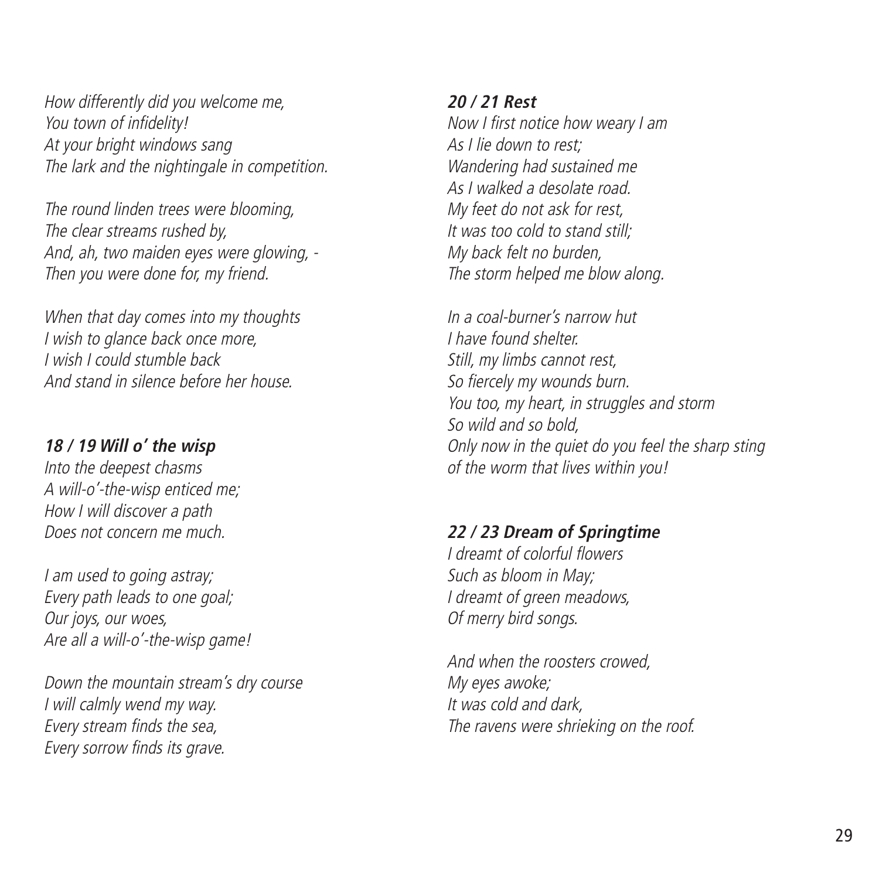*How differently did you welcome me,*
*You town of infidelity!*
*At your bright windows sang*
*The lark and the nightingale in competition.*

*The round linden trees were blooming,*
*The clear streams rushed by,*
*And, ah, two maiden eyes were glowing, -*
*Then you were done for, my friend.*

*When that day comes into my thoughts*
*I wish to glance back once more,*
*I wish I could stumble back*
*And stand in silence before her house.*

### 18 / 19 Will o' the wisp

*Into the deepest chasms*
*A will-o'-the-wisp enticed me;*
*How I will discover a path*
*Does not concern me much.*

*I am used to going astray;*
*Every path leads to one goal;*
*Our joys, our woes,*
*Are all a will-o'-the-wisp game!*

*Down the mountain stream's dry course*
*I will calmly wend my way.*
*Every stream finds the sea,*
*Every sorrow finds its grave.*

### 20 / 21 Rest

*Now I first notice how weary I am*
*As I lie down to rest;*
*Wandering had sustained me*
*As I walked a desolate road.*
*My feet do not ask for rest,*
*It was too cold to stand still;*
*My back felt no burden,*
*The storm helped me blow along.*

*In a coal-burner's narrow hut*
*I have found shelter.*
*Still, my limbs cannot rest,*
*So fiercely my wounds burn.*
*You too, my heart, in struggles and storm*
*So wild and so bold,*
*Only now in the quiet do you feel the sharp sting*
*of the worm that lives within you!*

### 22 / 23 Dream of Springtime

*I dreamt of colorful flowers*
*Such as bloom in May;*
*I dreamt of green meadows,*
*Of merry bird songs.*

*And when the roosters crowed,*
*My eyes awoke;*
*It was cold and dark,*
*The ravens were shrieking on the roof.*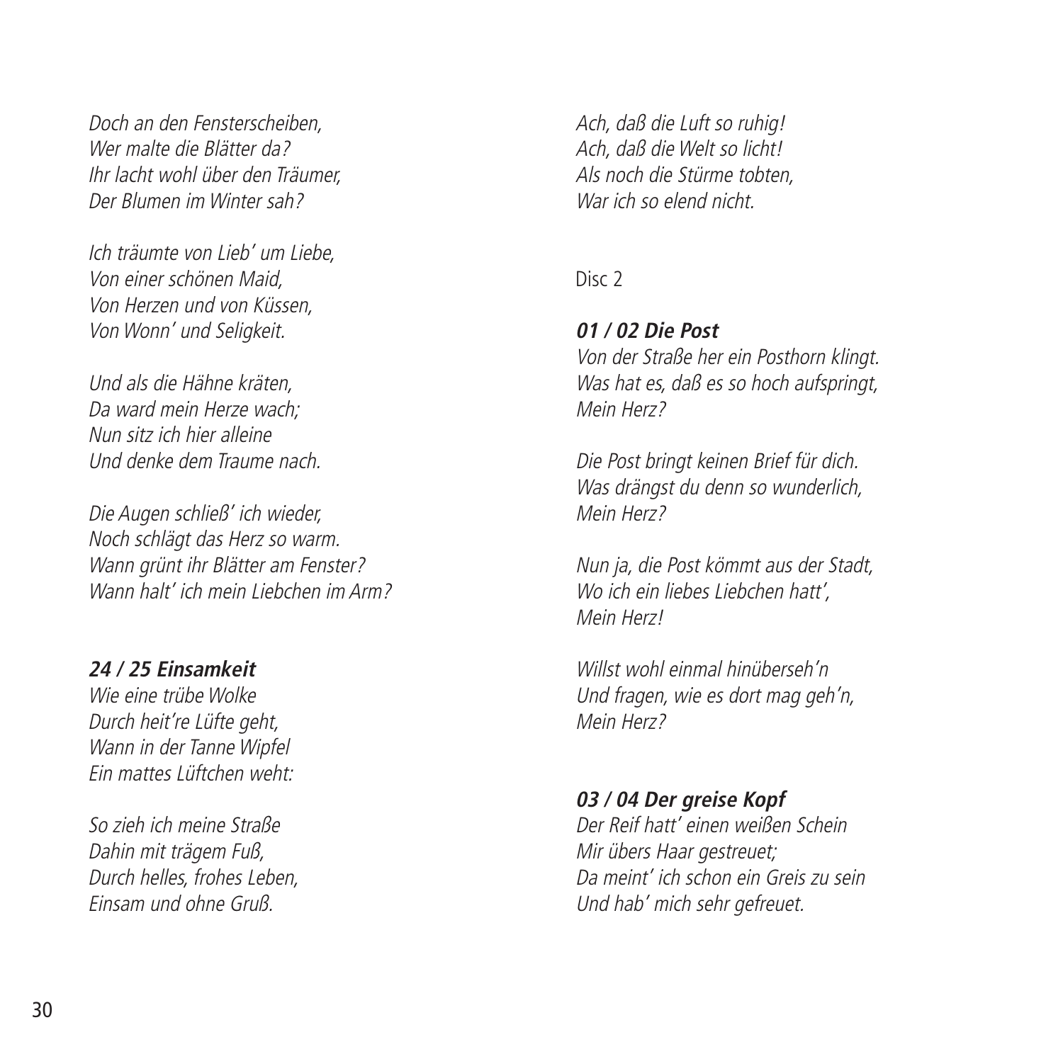*Doch an den Fensterscheiben,*
*Wer malte die Blätter da?*
*Ihr lacht wohl über den Träumer,*
*Der Blumen im Winter sah?*

*Ich träumte von Lieb' um Liebe,*
*Von einer schönen Maid,*
*Von Herzen und von Küssen,*
*Von Wonn' und Seligkeit.*

*Und als die Hähne kräten,*
*Da ward mein Herze wach;*
*Nun sitz ich hier alleine*
*Und denke dem Traume nach.*

*Die Augen schließ' ich wieder,*
*Noch schlägt das Herz so warm.*
*Wann grünt ihr Blätter am Fenster?*
*Wann halt' ich mein Liebchen im Arm?*

### *24 / 25 Einsamkeit*

*Wie eine trübe Wolke*
*Durch heit're Lüfte geht,*
*Wann in der Tanne Wipfel*
*Ein mattes Lüftchen weht:*

*So zieh ich meine Straße*
*Dahin mit trägem Fuß,*
*Durch helles, frohes Leben,*
*Einsam und ohne Gruß.*

*Ach, daß die Luft so ruhig!*
*Ach, daß die Welt so licht!*
*Als noch die Stürme tobten,*
*War ich so elend nicht.*

Disc 2

### *01 / 02 Die Post*

*Von der Straße her ein Posthorn klingt.*
*Was hat es, daß es so hoch aufspringt,*
*Mein Herz?*

*Die Post bringt keinen Brief für dich.*
*Was drängst du denn so wunderlich,*
*Mein Herz?*

*Nun ja, die Post kömmt aus der Stadt,*
*Wo ich ein liebes Liebchen hatt',*
*Mein Herz!*

*Willst wohl einmal hinüberseh'n*
*Und fragen, wie es dort mag geh'n,*
*Mein Herz?*

### *03 / 04 Der greise Kopf*

*Der Reif hatt' einen weißen Schein*
*Mir übers Haar gestreuet;*
*Da meint' ich schon ein Greis zu sein*
*Und hab' mich sehr gefreuet.*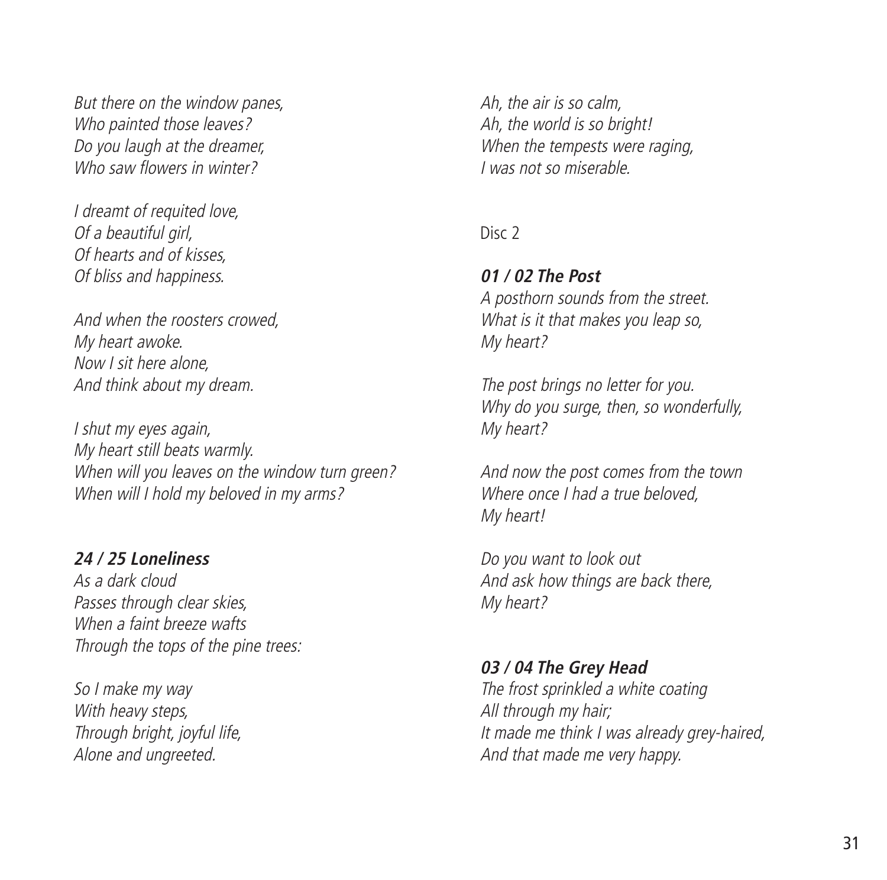*But there on the window panes,*
*Who painted those leaves?*
*Do you laugh at the dreamer,*
*Who saw flowers in winter?*

*I dreamt of requited love,*
*Of a beautiful girl,*
*Of hearts and of kisses,*
*Of bliss and happiness.*

*And when the roosters crowed,*
*My heart awoke.*
*Now I sit here alone,*
*And think about my dream.*

*I shut my eyes again,*
*My heart still beats warmly.*
*When will you leaves on the window turn green?*
*When will I hold my beloved in my arms?*

***24 / 25 Loneliness***

*As a dark cloud*
*Passes through clear skies,*
*When a faint breeze wafts*
*Through the tops of the pine trees:*

*So I make my way*
*With heavy steps,*
*Through bright, joyful life,*
*Alone and ungreeted.*

*Ah, the air is so calm,*
*Ah, the world is so bright!*
*When the tempests were raging,*
*I was not so miserable.*

Disc 2

***01 / 02 The Post***

*A posthorn sounds from the street.*
*What is it that makes you leap so,*
*My heart?*

*The post brings no letter for you.*
*Why do you surge, then, so wonderfully,*
*My heart?*

*And now the post comes from the town*
*Where once I had a true beloved,*
*My heart!*

*Do you want to look out*
*And ask how things are back there,*
*My heart?*

***03 / 04 The Grey Head***

*The frost sprinkled a white coating*
*All through my hair;*
*It made me think I was already grey-haired,*
*And that made me very happy.*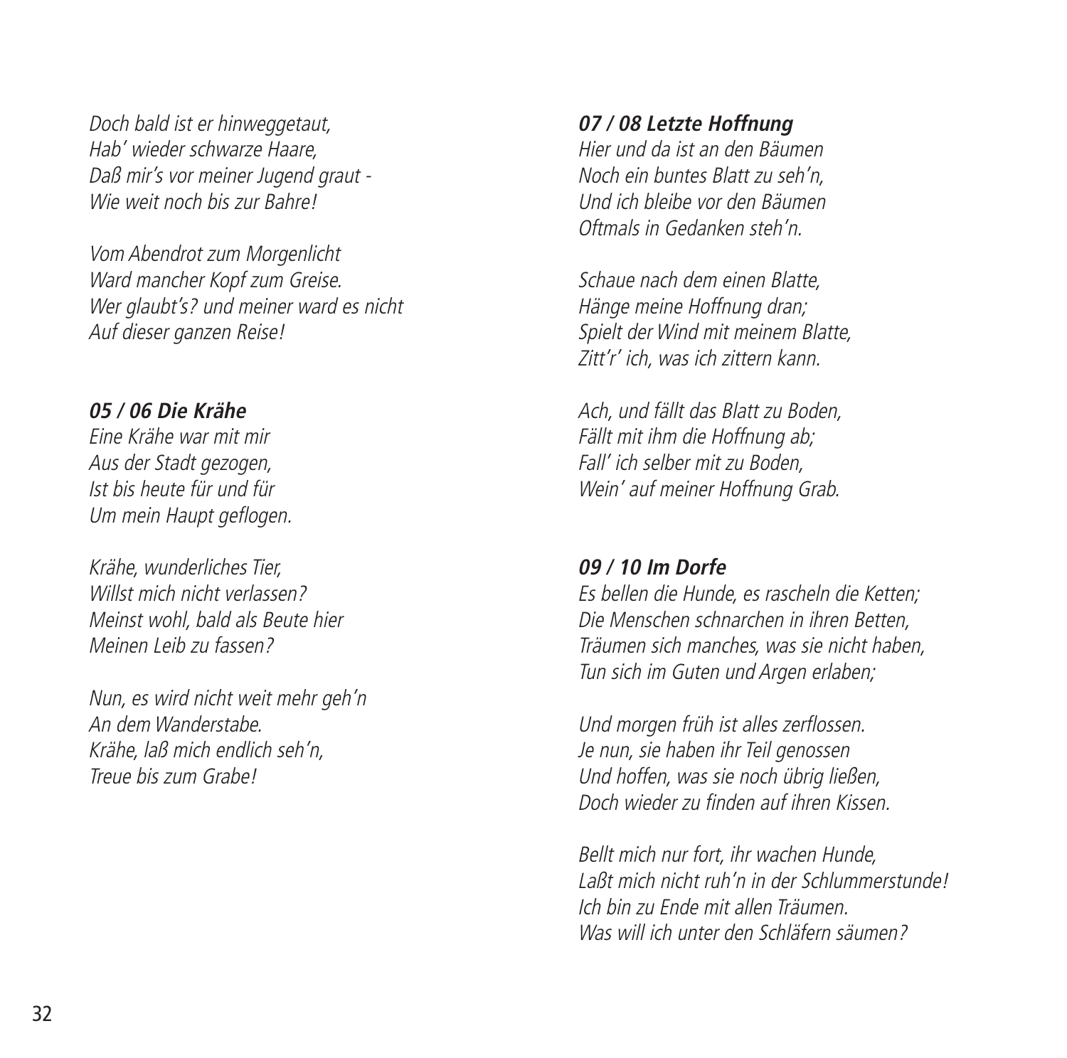*Doch bald ist er hinweggetaut,*
*Hab' wieder schwarze Haare,*
*Daß mir's vor meiner Jugend graut -*
*Wie weit noch bis zur Bahre!*

*Vom Abendrot zum Morgenlicht*
*Ward mancher Kopf zum Greise.*
*Wer glaubt's? und meiner ward es nicht*
*Auf dieser ganzen Reise!*

### *05 / 06 Die Krähe*

*Eine Krähe war mit mir*
*Aus der Stadt gezogen,*
*Ist bis heute für und für*
*Um mein Haupt geflogen.*

*Krähe, wunderliches Tier,*
*Willst mich nicht verlassen?*
*Meinst wohl, bald als Beute hier*
*Meinen Leib zu fassen?*

*Nun, es wird nicht weit mehr geh'n*
*An dem Wanderstabe.*
*Krähe, laß mich endlich seh'n,*
*Treue bis zum Grabe!*

### *07 / 08 Letzte Hoffnung*

*Hier und da ist an den Bäumen*
*Noch ein buntes Blatt zu seh'n,*
*Und ich bleibe vor den Bäumen*
*Oftmals in Gedanken steh'n.*

*Schaue nach dem einen Blatte,*
*Hänge meine Hoffnung dran;*
*Spielt der Wind mit meinem Blatte,*
*Zitt'r' ich, was ich zittern kann.*

*Ach, und fällt das Blatt zu Boden,*
*Fällt mit ihm die Hoffnung ab;*
*Fall' ich selber mit zu Boden,*
*Wein' auf meiner Hoffnung Grab.*

### *09 / 10 Im Dorfe*

*Es bellen die Hunde, es rascheln die Ketten;*
*Die Menschen schnarchen in ihren Betten,*
*Träumen sich manches, was sie nicht haben,*
*Tun sich im Guten und Argen erlaben;*

*Und morgen früh ist alles zerflossen.*
*Je nun, sie haben ihr Teil genossen*
*Und hoffen, was sie noch übrig ließen,*
*Doch wieder zu finden auf ihren Kissen.*

*Bellt mich nur fort, ihr wachen Hunde,*
*Laßt mich nicht ruh'n in der Schlummerstunde!*
*Ich bin zu Ende mit allen Träumen.*
*Was will ich unter den Schläfern säumen?*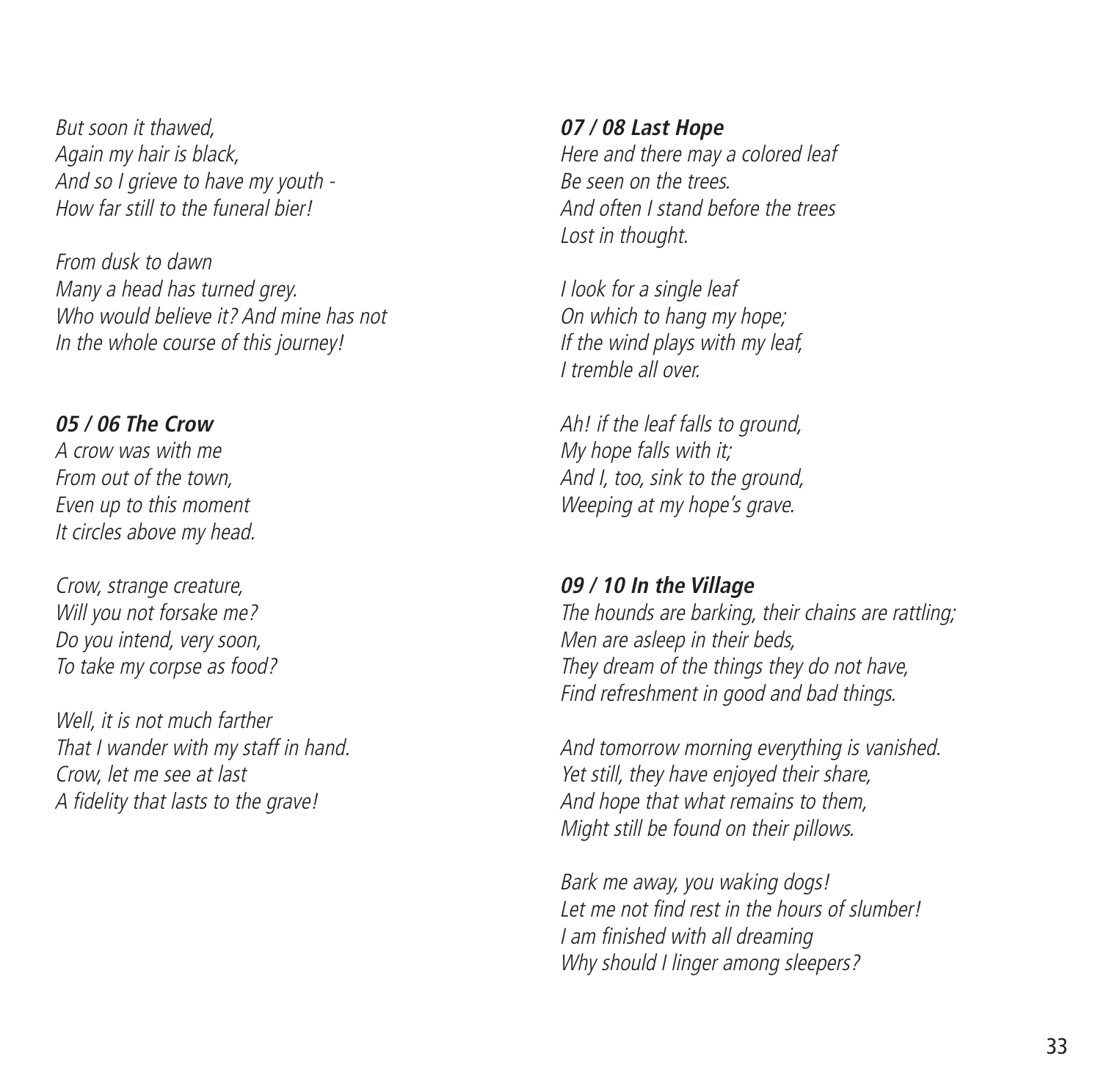*But soon it thawed,*
*Again my hair is black,*
*And so I grieve to have my youth -*
*How far still to the funeral bier!*

*From dusk to dawn*
*Many a head has turned grey.*
*Who would believe it? And mine has not*
*In the whole course of this journey!*

### *05 / 06 The Crow*

*A crow was with me*
*From out of the town,*
*Even up to this moment*
*It circles above my head.*

*Crow, strange creature,*
*Will you not forsake me?*
*Do you intend, very soon,*
*To take my corpse as food?*

*Well, it is not much farther*
*That I wander with my staff in hand.*
*Crow, let me see at last*
*A fidelity that lasts to the grave!*

### *07 / 08 Last Hope*

*Here and there may a colored leaf*
*Be seen on the trees.*
*And often I stand before the trees*
*Lost in thought.*

*I look for a single leaf*
*On which to hang my hope;*
*If the wind plays with my leaf,*
*I tremble all over.*

*Ah! if the leaf falls to ground,*
*My hope falls with it;*
*And I, too, sink to the ground,*
*Weeping at my hope's grave.*

### *09 / 10 In the Village*

*The hounds are barking, their chains are rattling;*
*Men are asleep in their beds,*
*They dream of the things they do not have,*
*Find refreshment in good and bad things.*

*And tomorrow morning everything is vanished.*
*Yet still, they have enjoyed their share,*
*And hope that what remains to them,*
*Might still be found on their pillows.*

*Bark me away, you waking dogs!*
*Let me not find rest in the hours of slumber!*
*I am finished with all dreaming*
*Why should I linger among sleepers?*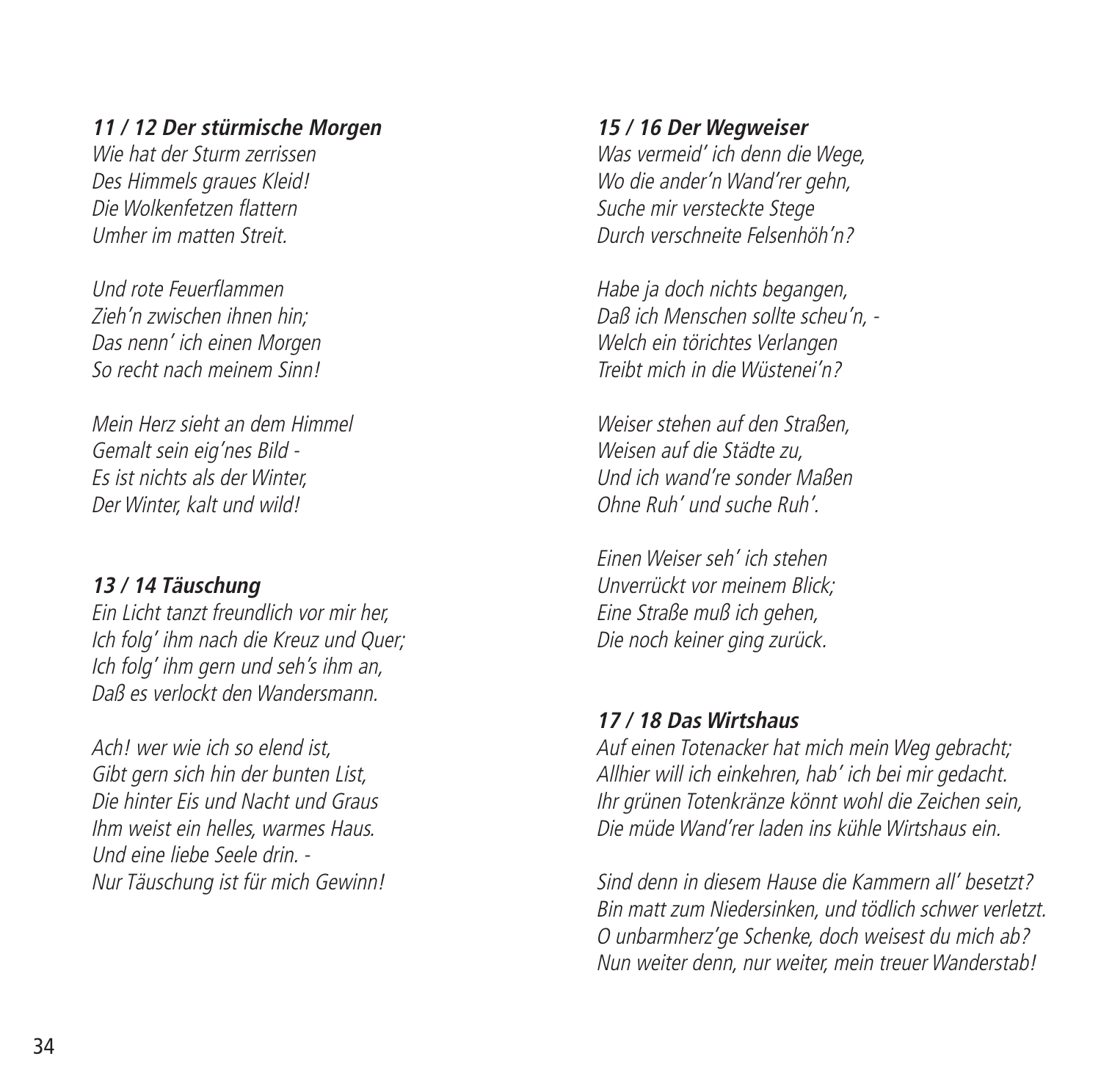### *11 / 12 Der stürmische Morgen*

*Wie hat der Sturm zerrissen*
*Des Himmels graues Kleid!*
*Die Wolkenfetzen flattern*
*Umher im matten Streit.*

*Und rote Feuerflammen*
*Zieh'n zwischen ihnen hin;*
*Das nenn' ich einen Morgen*
*So recht nach meinem Sinn!*

*Mein Herz sieht an dem Himmel*
*Gemalt sein eig'nes Bild -*
*Es ist nichts als der Winter,*
*Der Winter, kalt und wild!*

### *13 / 14 Täuschung*

*Ein Licht tanzt freundlich vor mir her,*
*Ich folg' ihm nach die Kreuz und Quer;*
*Ich folg' ihm gern und seh's ihm an,*
*Daß es verlockt den Wandersmann.*

*Ach! wer wie ich so elend ist,*
*Gibt gern sich hin der bunten List,*
*Die hinter Eis und Nacht und Graus*
*Ihm weist ein helles, warmes Haus.*
*Und eine liebe Seele drin. -*
*Nur Täuschung ist für mich Gewinn!*

### *15 / 16 Der Wegweiser*

*Was vermeid' ich denn die Wege,*
*Wo die ander'n Wand'rer gehn,*
*Suche mir versteckte Stege*
*Durch verschneite Felsenhöh'n?*

*Habe ja doch nichts begangen,*
*Daß ich Menschen sollte scheu'n, -*
*Welch ein törichtes Verlangen*
*Treibt mich in die Wüstenei'n?*

*Weiser stehen auf den Straßen,*
*Weisen auf die Städte zu,*
*Und ich wand're sonder Maßen*
*Ohne Ruh' und suche Ruh'.*

*Einen Weiser seh' ich stehen*
*Unverrückt vor meinem Blick;*
*Eine Straße muß ich gehen,*
*Die noch keiner ging zurück.*

### *17 / 18 Das Wirtshaus*

*Auf einen Totenacker hat mich mein Weg gebracht;*
*Allhier will ich einkehren, hab' ich bei mir gedacht.*
*Ihr grünen Totenkränze könnt wohl die Zeichen sein,*
*Die müde Wand'rer laden ins kühle Wirtshaus ein.*

*Sind denn in diesem Hause die Kammern all' besetzt?*
*Bin matt zum Niedersinken, und tödlich schwer verletzt.*
*O unbarmherz'ge Schenke, doch weisest du mich ab?*
*Nun weiter denn, nur weiter, mein treuer Wanderstab!*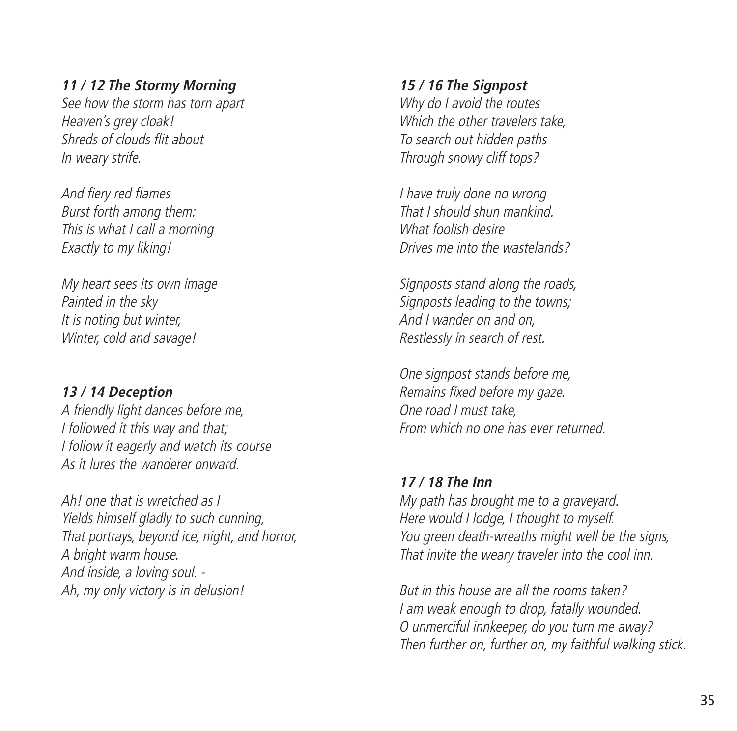### *11 / 12 The Stormy Morning*

*See how the storm has torn apart*
*Heaven's grey cloak!*
*Shreds of clouds flit about*
*In weary strife.*

*And fiery red flames*
*Burst forth among them:*
*This is what I call a morning*
*Exactly to my liking!*

*My heart sees its own image*
*Painted in the sky*
*It is noting but winter,*
*Winter, cold and savage!*

### *13 / 14 Deception*

*A friendly light dances before me,*
*I followed it this way and that;*
*I follow it eagerly and watch its course*
*As it lures the wanderer onward.*

*Ah! one that is wretched as I*
*Yields himself gladly to such cunning,*
*That portrays, beyond ice, night, and horror,*
*A bright warm house.*
*And inside, a loving soul. -*
*Ah, my only victory is in delusion!*

### *15 / 16 The Signpost*

*Why do I avoid the routes*
*Which the other travelers take,*
*To search out hidden paths*
*Through snowy cliff tops?*

*I have truly done no wrong*
*That I should shun mankind.*
*What foolish desire*
*Drives me into the wastelands?*

*Signposts stand along the roads,*
*Signposts leading to the towns;*
*And I wander on and on,*
*Restlessly in search of rest.*

*One signpost stands before me,*
*Remains fixed before my gaze.*
*One road I must take,*
*From which no one has ever returned.*

### *17 / 18 The Inn*

*My path has brought me to a graveyard.*
*Here would I lodge, I thought to myself.*
*You green death-wreaths might well be the signs,*
*That invite the weary traveler into the cool inn.*

*But in this house are all the rooms taken?*
*I am weak enough to drop, fatally wounded.*
*O unmerciful innkeeper, do you turn me away?*
*Then further on, further on, my faithful walking stick.*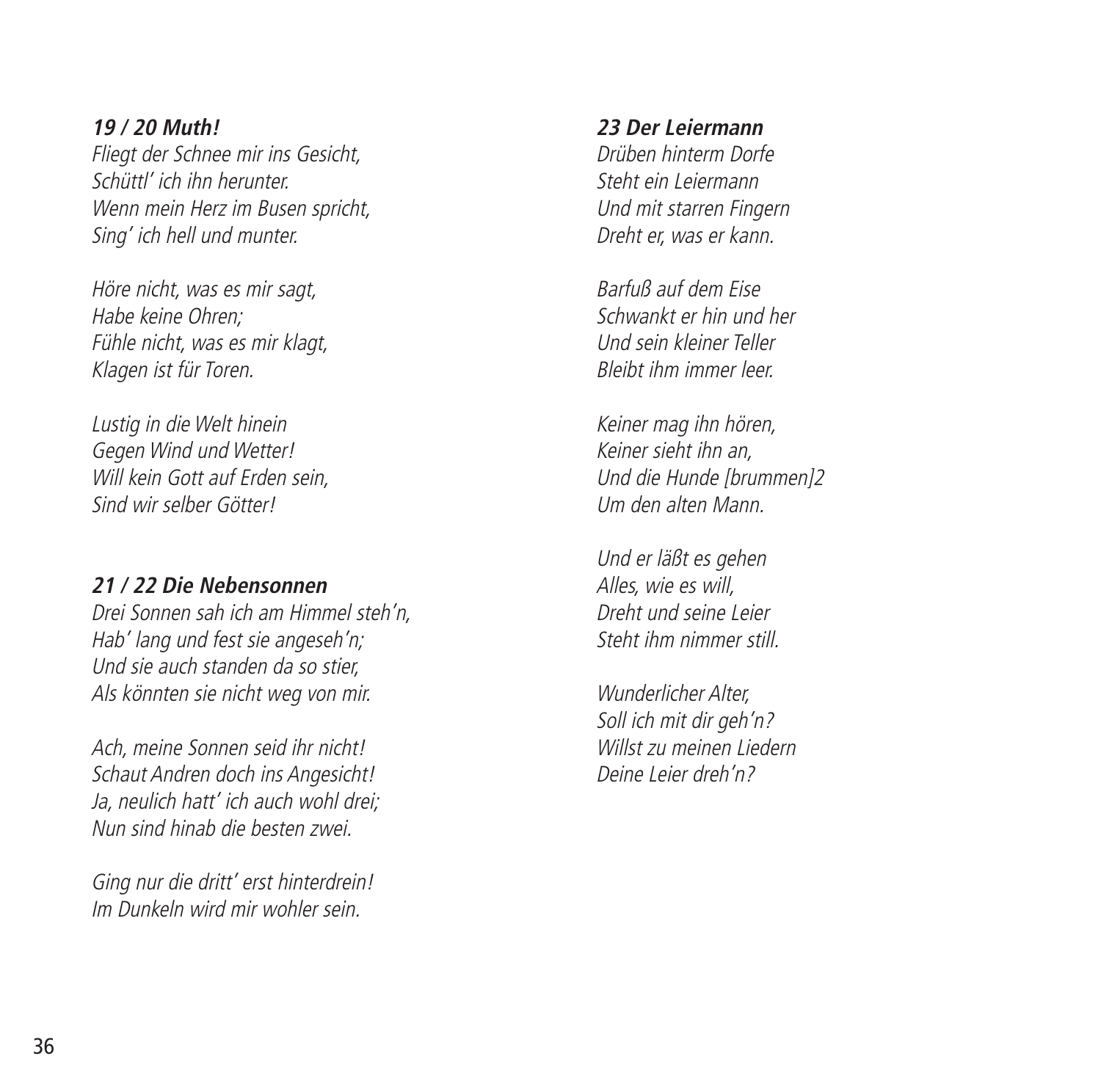### ***19 / 20 Muth!***

*Fliegt der Schnee mir ins Gesicht,*
*Schüttl' ich ihn herunter.*
*Wenn mein Herz im Busen spricht,*
*Sing' ich hell und munter.*

*Höre nicht, was es mir sagt,*
*Habe keine Ohren;*
*Fühle nicht, was es mir klagt,*
*Klagen ist für Toren.*

*Lustig in die Welt hinein*
*Gegen Wind und Wetter!*
*Will kein Gott auf Erden sein,*
*Sind wir selber Götter!*

### ***21 / 22 Die Nebensonnen***

*Drei Sonnen sah ich am Himmel steh'n,*
*Hab' lang und fest sie angeseh'n;*
*Und sie auch standen da so stier,*
*Als könnten sie nicht weg von mir.*

*Ach, meine Sonnen seid ihr nicht!*
*Schaut Andren doch ins Angesicht!*
*Ja, neulich hatt' ich auch wohl drei;*
*Nun sind hinab die besten zwei.*

*Ging nur die dritt' erst hinterdrein!*
*Im Dunkeln wird mir wohler sein.*

### ***23 Der Leiermann***

*Drüben hinterm Dorfe*
*Steht ein Leiermann*
*Und mit starren Fingern*
*Dreht er, was er kann.*

*Barfuß auf dem Eise*
*Schwankt er hin und her*
*Und sein kleiner Teller*
*Bleibt ihm immer leer.*

*Keiner mag ihn hören,*
*Keiner sieht ihn an,*
*Und die Hunde [brummen]2*
*Um den alten Mann.*

*Und er läßt es gehen*
*Alles, wie es will,*
*Dreht und seine Leier*
*Steht ihm nimmer still.*

*Wunderlicher Alter,*
*Soll ich mit dir geh'n?*
*Willst zu meinen Liedern*
*Deine Leier dreh'n?*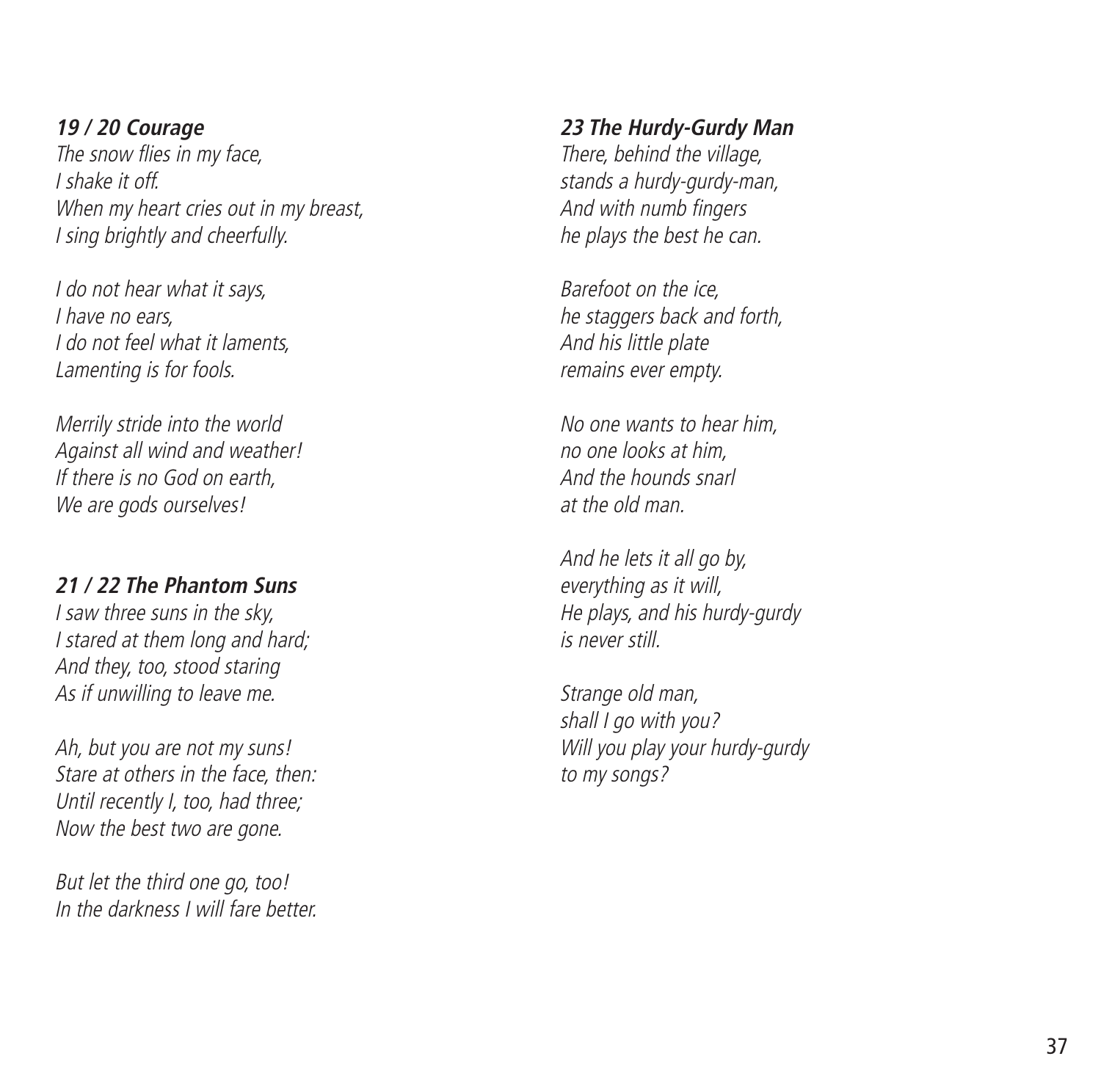### *19 / 20 Courage*

*The snow flies in my face,*
*I shake it off.*
*When my heart cries out in my breast,*
*I sing brightly and cheerfully.*

*I do not hear what it says,*
*I have no ears,*
*I do not feel what it laments,*
*Lamenting is for fools.*

*Merrily stride into the world*
*Against all wind and weather!*
*If there is no God on earth,*
*We are gods ourselves!*

### *21 / 22 The Phantom Suns*

*I saw three suns in the sky,*
*I stared at them long and hard;*
*And they, too, stood staring*
*As if unwilling to leave me.*

*Ah, but you are not my suns!*
*Stare at others in the face, then:*
*Until recently I, too, had three;*
*Now the best two are gone.*

*But let the third one go, too!*
*In the darkness I will fare better.*

### *23 The Hurdy-Gurdy Man*

*There, behind the village,*
*stands a hurdy-gurdy-man,*
*And with numb fingers*
*he plays the best he can.*

*Barefoot on the ice,*
*he staggers back and forth,*
*And his little plate*
*remains ever empty.*

*No one wants to hear him,*
*no one looks at him,*
*And the hounds snarl*
*at the old man.*

*And he lets it all go by,*
*everything as it will,*
*He plays, and his hurdy-gurdy*
*is never still.*

*Strange old man,*
*shall I go with you?*
*Will you play your hurdy-gurdy*
*to my songs?*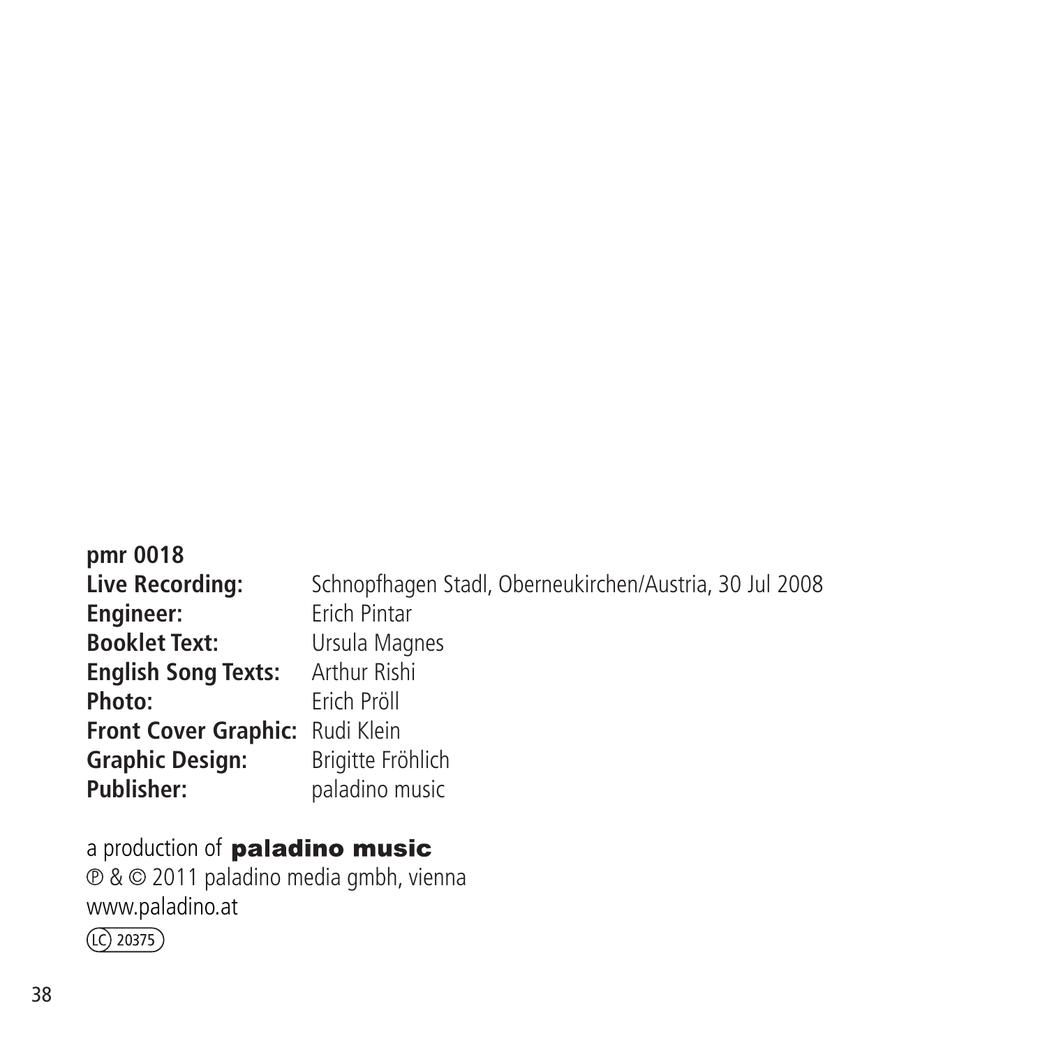**pmr 0018**

**Live Recording:** Schnopfhagen Stadl, Oberneukirchen/Austria, 30 Jul 2008
**Engineer:** Erich Pintar
**Booklet Text:** Ursula Magnes
**English Song Texts:** Arthur Rishi
**Photo:** Erich Pröll
**Front Cover Graphic:** Rudi Klein
**Graphic Design:** Brigitte Fröhlich
**Publisher:** paladino music

a production of **paladino music**
℗ & © 2011 paladino media gmbh, vienna
www.paladino.at
LC 20375